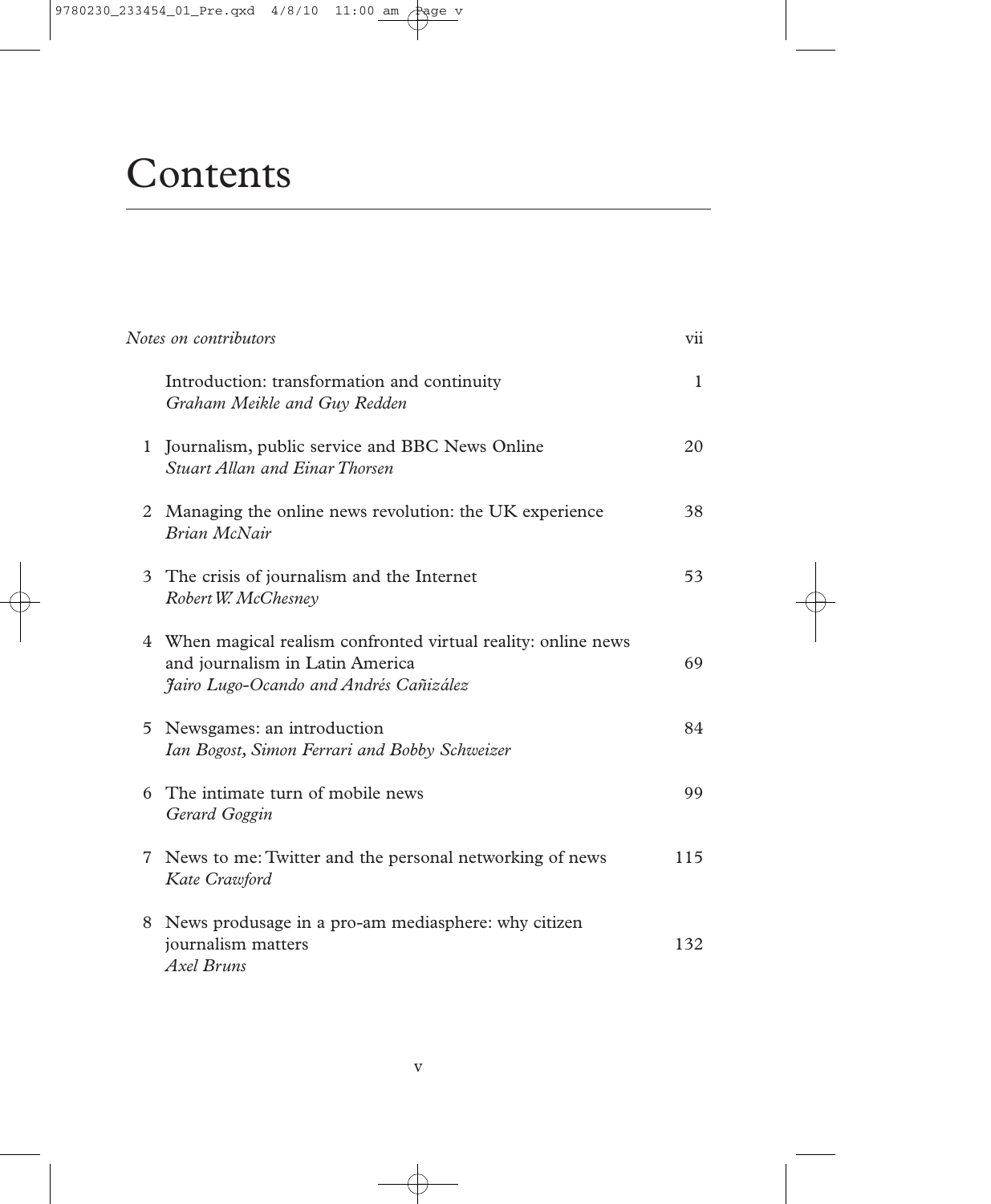# Contents

| | | |
|---|---|---|
| *Notes on contributors* | | vii |
| | Introduction: transformation and continuity<br>*Graham Meikle and Guy Redden* | 1 |
| 1 | Journalism, public service and BBC News Online<br>*Stuart Allan and Einar Thorsen* | 20 |
| 2 | Managing the online news revolution: the UK experience<br>*Brian McNair* | 38 |
| 3 | The crisis of journalism and the Internet<br>*Robert W. McChesney* | 53 |
| 4 | When magical realism confronted virtual reality: online news and journalism in Latin America<br>*Jairo Lugo-Ocando and Andrés Cañizález* | 69 |
| 5 | Newsgames: an introduction<br>*Ian Bogost, Simon Ferrari and Bobby Schweizer* | 84 |
| 6 | The intimate turn of mobile news<br>*Gerard Goggin* | 99 |
| 7 | News to me: Twitter and the personal networking of news<br>*Kate Crawford* | 115 |
| 8 | News produsage in a pro-am mediasphere: why citizen journalism matters<br>*Axel Bruns* | 132 |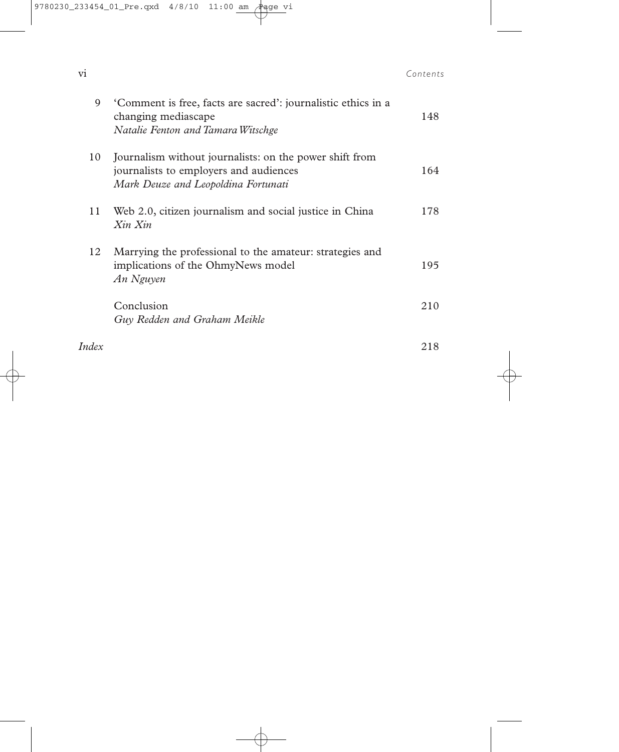| | | |
|---|---|---|
| 9 | 'Comment is free, facts are sacred': journalistic ethics in a changing mediascape<br>*Natalie Fenton and Tamara Witschge* | 148 |
| 10 | Journalism without journalists: on the power shift from journalists to employers and audiences<br>*Mark Deuze and Leopoldina Fortunati* | 164 |
| 11 | Web 2.0, citizen journalism and social justice in China<br>*Xin Xin* | 178 |
| 12 | Marrying the professional to the amateur: strategies and implications of the OhmyNews model<br>*An Nguyen* | 195 |
| | Conclusion<br>*Guy Redden and Graham Meikle* | 210 |
| *Index* | | 218 |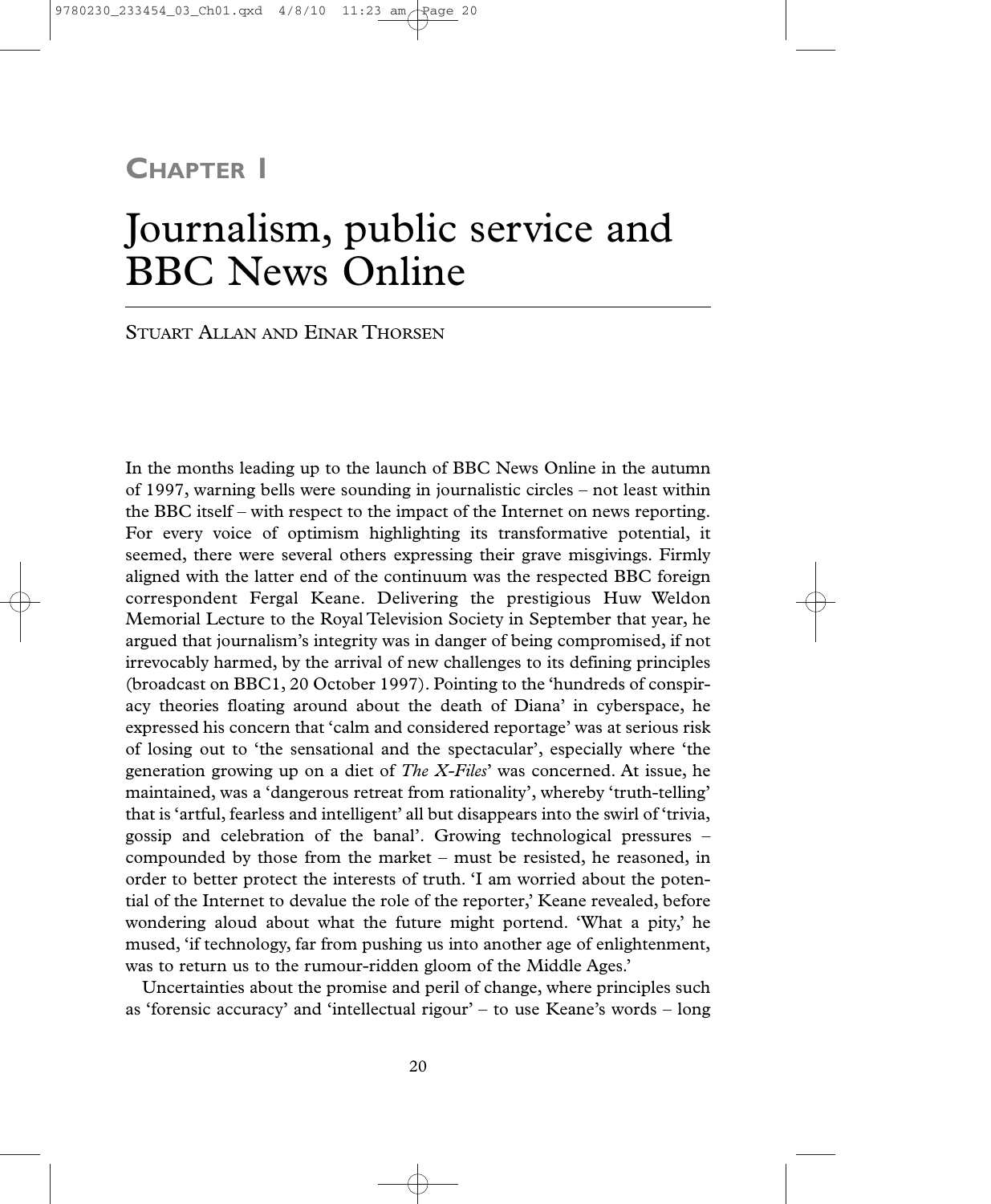# CHAPTER 1

# Journalism, public service and BBC News Online

STUART ALLAN AND EINAR THORSEN

In the months leading up to the launch of BBC News Online in the autumn of 1997, warning bells were sounding in journalistic circles – not least within the BBC itself – with respect to the impact of the Internet on news reporting. For every voice of optimism highlighting its transformative potential, it seemed, there were several others expressing their grave misgivings. Firmly aligned with the latter end of the continuum was the respected BBC foreign correspondent Fergal Keane. Delivering the prestigious Huw Weldon Memorial Lecture to the Royal Television Society in September that year, he argued that journalism's integrity was in danger of being compromised, if not irrevocably harmed, by the arrival of new challenges to its defining principles (broadcast on BBC1, 20 October 1997). Pointing to the 'hundreds of conspiracy theories floating around about the death of Diana' in cyberspace, he expressed his concern that 'calm and considered reportage' was at serious risk of losing out to 'the sensational and the spectacular', especially where 'the generation growing up on a diet of *The X-Files*' was concerned. At issue, he maintained, was a 'dangerous retreat from rationality', whereby 'truth-telling' that is 'artful, fearless and intelligent' all but disappears into the swirl of 'trivia, gossip and celebration of the banal'. Growing technological pressures – compounded by those from the market – must be resisted, he reasoned, in order to better protect the interests of truth. 'I am worried about the potential of the Internet to devalue the role of the reporter,' Keane revealed, before wondering aloud about what the future might portend. 'What a pity,' he mused, 'if technology, far from pushing us into another age of enlightenment, was to return us to the rumour-ridden gloom of the Middle Ages.'

Uncertainties about the promise and peril of change, where principles such as 'forensic accuracy' and 'intellectual rigour' – to use Keane's words – long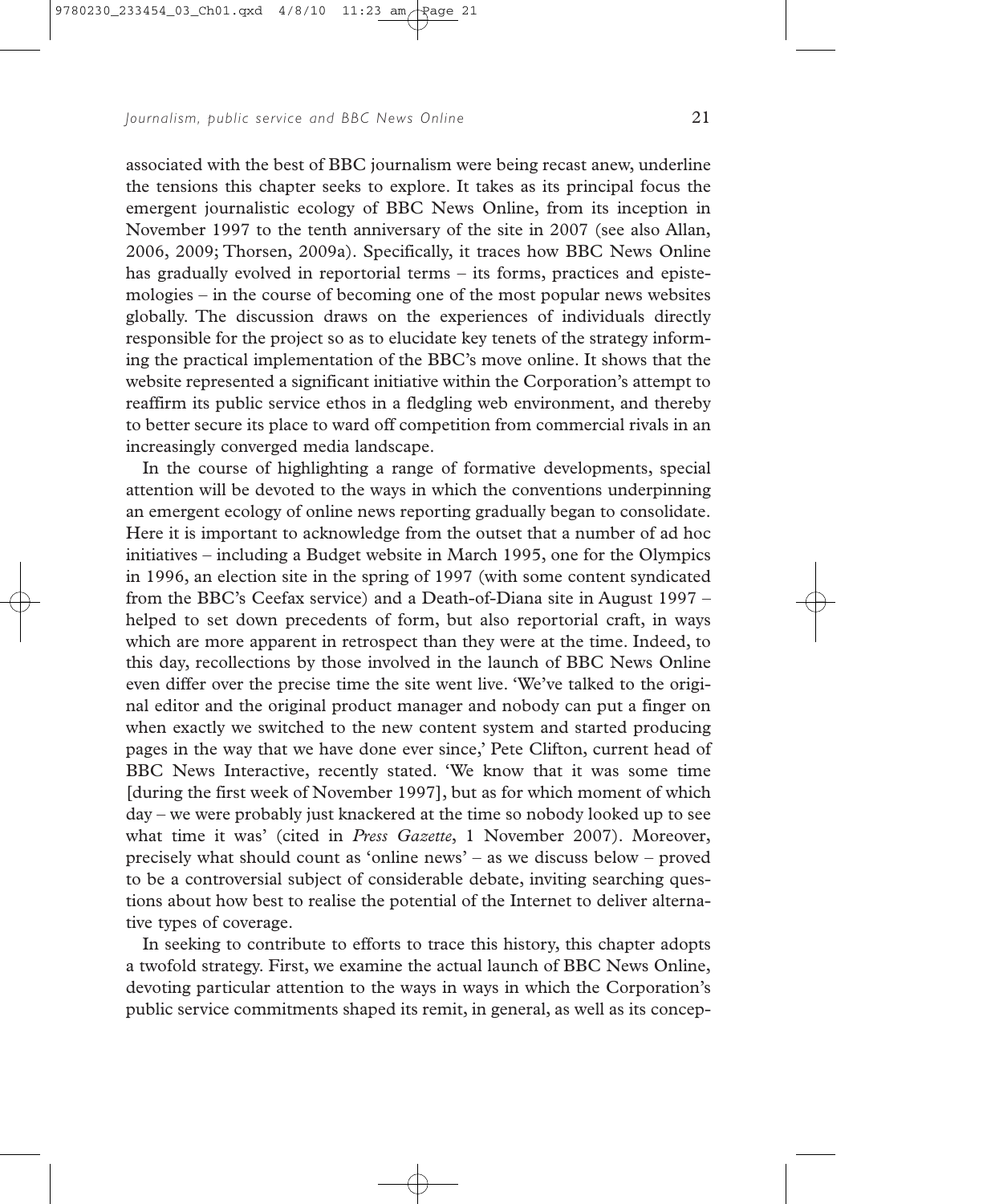associated with the best of BBC journalism were being recast anew, underline the tensions this chapter seeks to explore. It takes as its principal focus the emergent journalistic ecology of BBC News Online, from its inception in November 1997 to the tenth anniversary of the site in 2007 (see also Allan, 2006, 2009; Thorsen, 2009a). Specifically, it traces how BBC News Online has gradually evolved in reportorial terms – its forms, practices and epistemologies – in the course of becoming one of the most popular news websites globally. The discussion draws on the experiences of individuals directly responsible for the project so as to elucidate key tenets of the strategy informing the practical implementation of the BBC's move online. It shows that the website represented a significant initiative within the Corporation's attempt to reaffirm its public service ethos in a fledgling web environment, and thereby to better secure its place to ward off competition from commercial rivals in an increasingly converged media landscape.

In the course of highlighting a range of formative developments, special attention will be devoted to the ways in which the conventions underpinning an emergent ecology of online news reporting gradually began to consolidate. Here it is important to acknowledge from the outset that a number of ad hoc initiatives – including a Budget website in March 1995, one for the Olympics in 1996, an election site in the spring of 1997 (with some content syndicated from the BBC's Ceefax service) and a Death-of-Diana site in August 1997 – helped to set down precedents of form, but also reportorial craft, in ways which are more apparent in retrospect than they were at the time. Indeed, to this day, recollections by those involved in the launch of BBC News Online even differ over the precise time the site went live. 'We've talked to the original editor and the original product manager and nobody can put a finger on when exactly we switched to the new content system and started producing pages in the way that we have done ever since,' Pete Clifton, current head of BBC News Interactive, recently stated. 'We know that it was some time [during the first week of November 1997], but as for which moment of which day – we were probably just knackered at the time so nobody looked up to see what time it was' (cited in *Press Gazette*, 1 November 2007). Moreover, precisely what should count as 'online news' – as we discuss below – proved to be a controversial subject of considerable debate, inviting searching questions about how best to realise the potential of the Internet to deliver alternative types of coverage.

In seeking to contribute to efforts to trace this history, this chapter adopts a twofold strategy. First, we examine the actual launch of BBC News Online, devoting particular attention to the ways in ways in which the Corporation's public service commitments shaped its remit, in general, as well as its concep-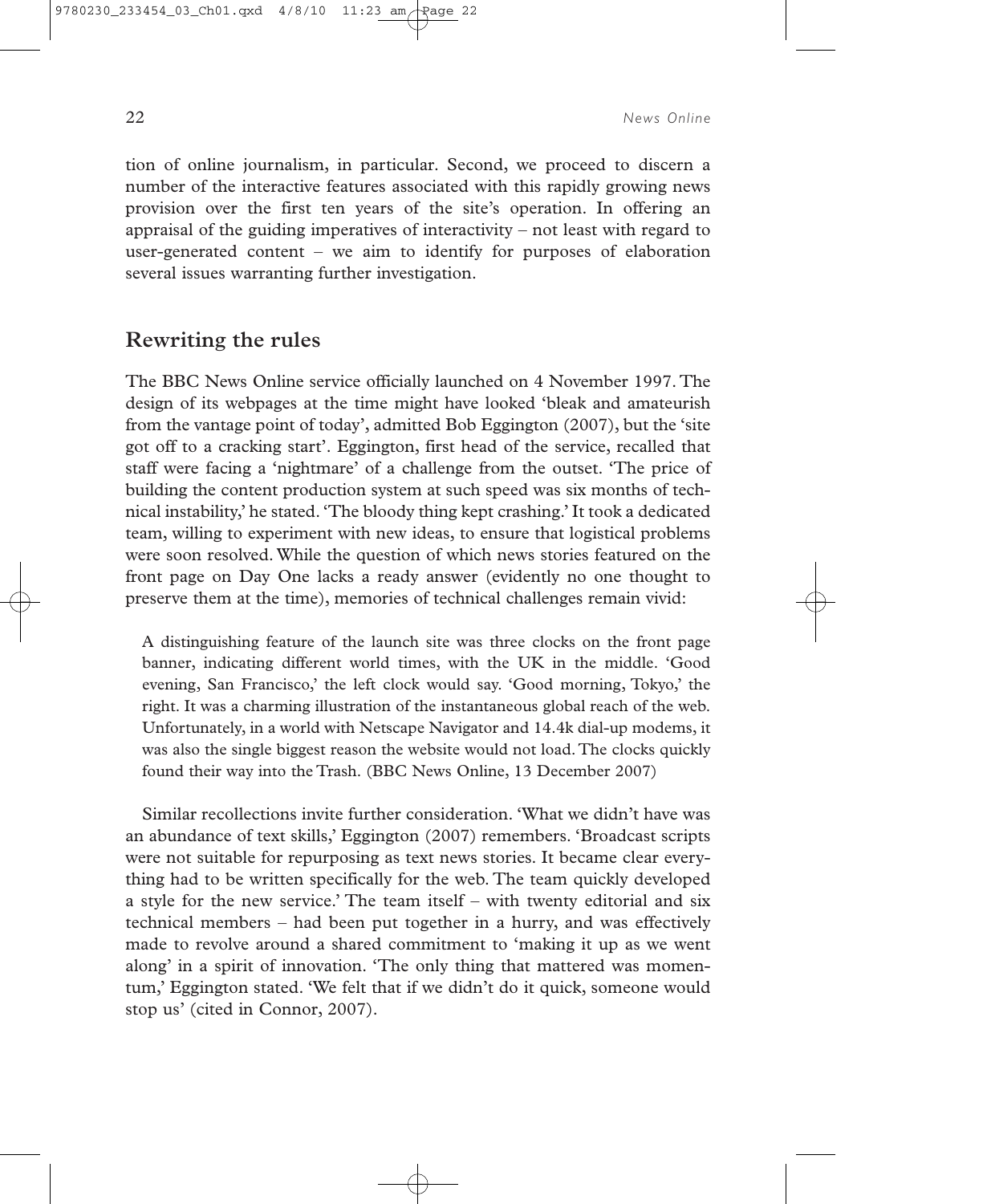tion of online journalism, in particular. Second, we proceed to discern a number of the interactive features associated with this rapidly growing news provision over the first ten years of the site's operation. In offering an appraisal of the guiding imperatives of interactivity – not least with regard to user-generated content – we aim to identify for purposes of elaboration several issues warranting further investigation.

## Rewriting the rules

The BBC News Online service officially launched on 4 November 1997. The design of its webpages at the time might have looked 'bleak and amateurish from the vantage point of today', admitted Bob Eggington (2007), but the 'site got off to a cracking start'. Eggington, first head of the service, recalled that staff were facing a 'nightmare' of a challenge from the outset. 'The price of building the content production system at such speed was six months of technical instability,' he stated. 'The bloody thing kept crashing.' It took a dedicated team, willing to experiment with new ideas, to ensure that logistical problems were soon resolved. While the question of which news stories featured on the front page on Day One lacks a ready answer (evidently no one thought to preserve them at the time), memories of technical challenges remain vivid:

> A distinguishing feature of the launch site was three clocks on the front page banner, indicating different world times, with the UK in the middle. 'Good evening, San Francisco,' the left clock would say. 'Good morning, Tokyo,' the right. It was a charming illustration of the instantaneous global reach of the web. Unfortunately, in a world with Netscape Navigator and 14.4k dial-up modems, it was also the single biggest reason the website would not load. The clocks quickly found their way into the Trash. (BBC News Online, 13 December 2007)

Similar recollections invite further consideration. 'What we didn't have was an abundance of text skills,' Eggington (2007) remembers. 'Broadcast scripts were not suitable for repurposing as text news stories. It became clear everything had to be written specifically for the web. The team quickly developed a style for the new service.' The team itself – with twenty editorial and six technical members – had been put together in a hurry, and was effectively made to revolve around a shared commitment to 'making it up as we went along' in a spirit of innovation. 'The only thing that mattered was momentum,' Eggington stated. 'We felt that if we didn't do it quick, someone would stop us' (cited in Connor, 2007).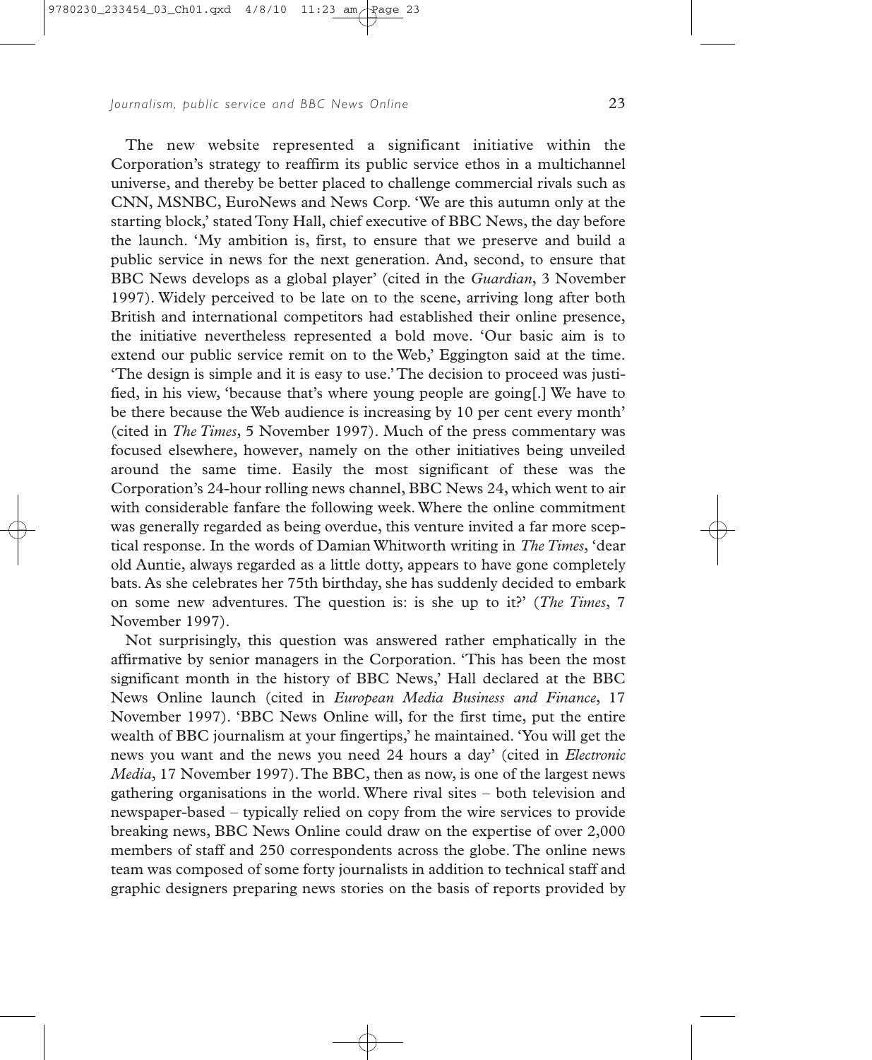The new website represented a significant initiative within the Corporation's strategy to reaffirm its public service ethos in a multichannel universe, and thereby be better placed to challenge commercial rivals such as CNN, MSNBC, EuroNews and News Corp. 'We are this autumn only at the starting block,' stated Tony Hall, chief executive of BBC News, the day before the launch. 'My ambition is, first, to ensure that we preserve and build a public service in news for the next generation. And, second, to ensure that BBC News develops as a global player' (cited in the *Guardian*, 3 November 1997). Widely perceived to be late on to the scene, arriving long after both British and international competitors had established their online presence, the initiative nevertheless represented a bold move. 'Our basic aim is to extend our public service remit on to the Web,' Eggington said at the time. 'The design is simple and it is easy to use.' The decision to proceed was justified, in his view, 'because that's where young people are going[.] We have to be there because the Web audience is increasing by 10 per cent every month' (cited in *The Times*, 5 November 1997). Much of the press commentary was focused elsewhere, however, namely on the other initiatives being unveiled around the same time. Easily the most significant of these was the Corporation's 24-hour rolling news channel, BBC News 24, which went to air with considerable fanfare the following week. Where the online commitment was generally regarded as being overdue, this venture invited a far more sceptical response. In the words of Damian Whitworth writing in *The Times*, 'dear old Auntie, always regarded as a little dotty, appears to have gone completely bats. As she celebrates her 75th birthday, she has suddenly decided to embark on some new adventures. The question is: is she up to it?' (*The Times*, 7 November 1997).

Not surprisingly, this question was answered rather emphatically in the affirmative by senior managers in the Corporation. 'This has been the most significant month in the history of BBC News,' Hall declared at the BBC News Online launch (cited in *European Media Business and Finance*, 17 November 1997). 'BBC News Online will, for the first time, put the entire wealth of BBC journalism at your fingertips,' he maintained. 'You will get the news you want and the news you need 24 hours a day' (cited in *Electronic Media*, 17 November 1997). The BBC, then as now, is one of the largest news gathering organisations in the world. Where rival sites – both television and newspaper-based – typically relied on copy from the wire services to provide breaking news, BBC News Online could draw on the expertise of over 2,000 members of staff and 250 correspondents across the globe. The online news team was composed of some forty journalists in addition to technical staff and graphic designers preparing news stories on the basis of reports provided by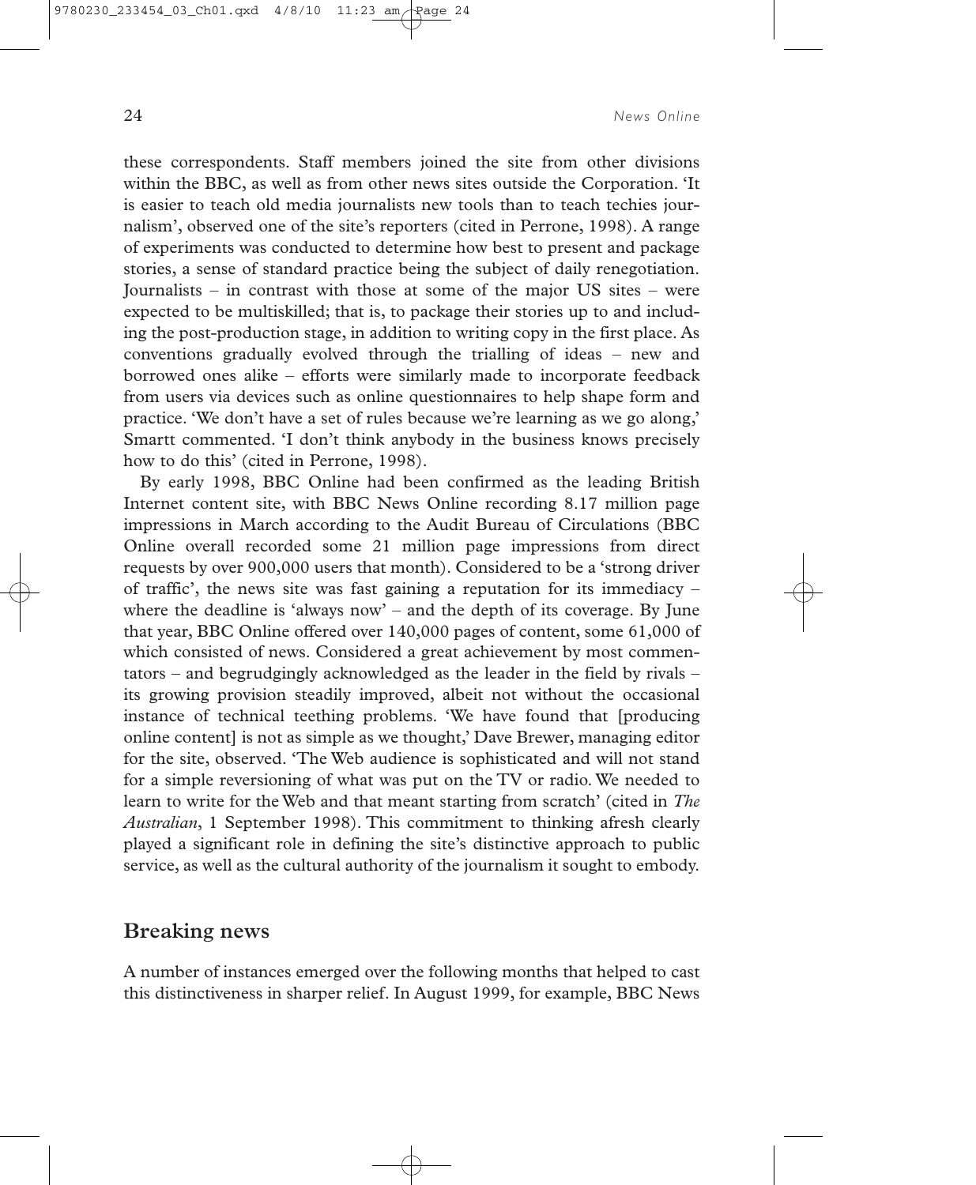these correspondents. Staff members joined the site from other divisions within the BBC, as well as from other news sites outside the Corporation. 'It is easier to teach old media journalists new tools than to teach techies journalism', observed one of the site's reporters (cited in Perrone, 1998). A range of experiments was conducted to determine how best to present and package stories, a sense of standard practice being the subject of daily renegotiation. Journalists – in contrast with those at some of the major US sites – were expected to be multiskilled; that is, to package their stories up to and including the post-production stage, in addition to writing copy in the first place. As conventions gradually evolved through the trialling of ideas – new and borrowed ones alike – efforts were similarly made to incorporate feedback from users via devices such as online questionnaires to help shape form and practice. 'We don't have a set of rules because we're learning as we go along,' Smartt commented. 'I don't think anybody in the business knows precisely how to do this' (cited in Perrone, 1998).

By early 1998, BBC Online had been confirmed as the leading British Internet content site, with BBC News Online recording 8.17 million page impressions in March according to the Audit Bureau of Circulations (BBC Online overall recorded some 21 million page impressions from direct requests by over 900,000 users that month). Considered to be a 'strong driver of traffic', the news site was fast gaining a reputation for its immediacy – where the deadline is 'always now' – and the depth of its coverage. By June that year, BBC Online offered over 140,000 pages of content, some 61,000 of which consisted of news. Considered a great achievement by most commentators – and begrudgingly acknowledged as the leader in the field by rivals – its growing provision steadily improved, albeit not without the occasional instance of technical teething problems. 'We have found that [producing online content] is not as simple as we thought,' Dave Brewer, managing editor for the site, observed. 'The Web audience is sophisticated and will not stand for a simple reversioning of what was put on the TV or radio. We needed to learn to write for the Web and that meant starting from scratch' (cited in *The Australian*, 1 September 1998). This commitment to thinking afresh clearly played a significant role in defining the site's distinctive approach to public service, as well as the cultural authority of the journalism it sought to embody.

## Breaking news

A number of instances emerged over the following months that helped to cast this distinctiveness in sharper relief. In August 1999, for example, BBC News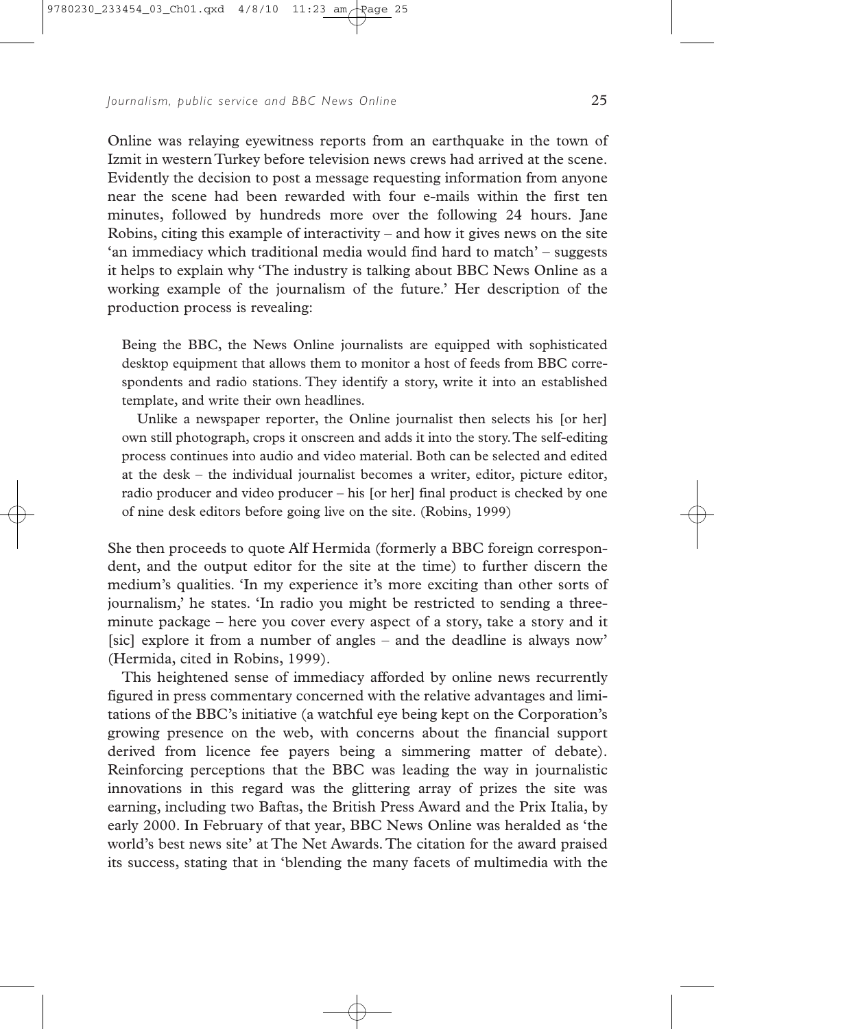Online was relaying eyewitness reports from an earthquake in the town of Izmit in western Turkey before television news crews had arrived at the scene. Evidently the decision to post a message requesting information from anyone near the scene had been rewarded with four e-mails within the first ten minutes, followed by hundreds more over the following 24 hours. Jane Robins, citing this example of interactivity – and how it gives news on the site 'an immediacy which traditional media would find hard to match' – suggests it helps to explain why 'The industry is talking about BBC News Online as a working example of the journalism of the future.' Her description of the production process is revealing:

> Being the BBC, the News Online journalists are equipped with sophisticated desktop equipment that allows them to monitor a host of feeds from BBC correspondents and radio stations. They identify a story, write it into an established template, and write their own headlines.
>
> Unlike a newspaper reporter, the Online journalist then selects his [or her] own still photograph, crops it onscreen and adds it into the story. The self-editing process continues into audio and video material. Both can be selected and edited at the desk – the individual journalist becomes a writer, editor, picture editor, radio producer and video producer – his [or her] final product is checked by one of nine desk editors before going live on the site. (Robins, 1999)

She then proceeds to quote Alf Hermida (formerly a BBC foreign correspondent, and the output editor for the site at the time) to further discern the medium's qualities. 'In my experience it's more exciting than other sorts of journalism,' he states. 'In radio you might be restricted to sending a three-minute package – here you cover every aspect of a story, take a story and it [sic] explore it from a number of angles – and the deadline is always now' (Hermida, cited in Robins, 1999).

This heightened sense of immediacy afforded by online news recurrently figured in press commentary concerned with the relative advantages and limitations of the BBC's initiative (a watchful eye being kept on the Corporation's growing presence on the web, with concerns about the financial support derived from licence fee payers being a simmering matter of debate). Reinforcing perceptions that the BBC was leading the way in journalistic innovations in this regard was the glittering array of prizes the site was earning, including two Baftas, the British Press Award and the Prix Italia, by early 2000. In February of that year, BBC News Online was heralded as 'the world's best news site' at The Net Awards. The citation for the award praised its success, stating that in 'blending the many facets of multimedia with the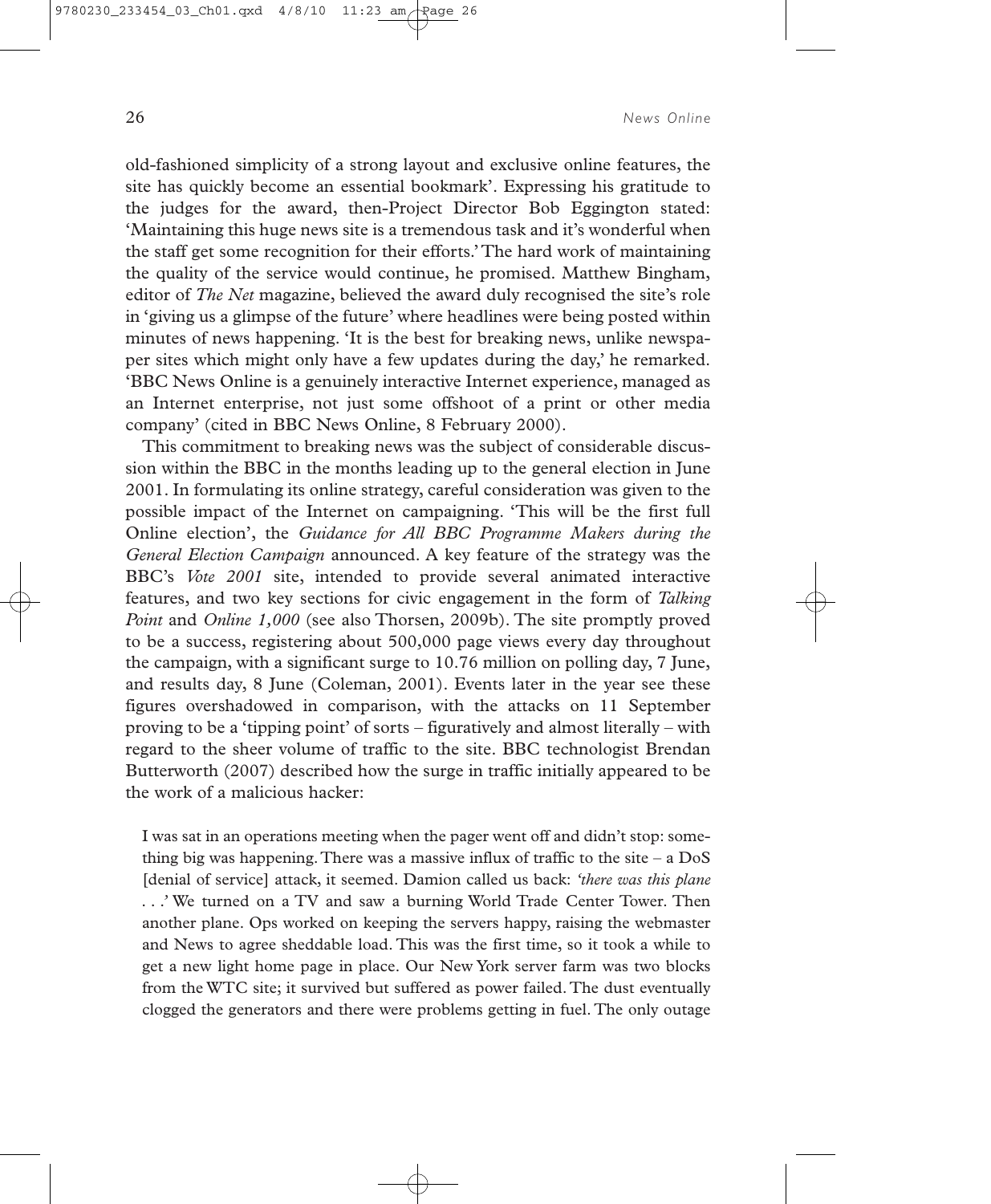old-fashioned simplicity of a strong layout and exclusive online features, the site has quickly become an essential bookmark'. Expressing his gratitude to the judges for the award, then-Project Director Bob Eggington stated: 'Maintaining this huge news site is a tremendous task and it's wonderful when the staff get some recognition for their efforts.' The hard work of maintaining the quality of the service would continue, he promised. Matthew Bingham, editor of *The Net* magazine, believed the award duly recognised the site's role in 'giving us a glimpse of the future' where headlines were being posted within minutes of news happening. 'It is the best for breaking news, unlike newspaper sites which might only have a few updates during the day,' he remarked. 'BBC News Online is a genuinely interactive Internet experience, managed as an Internet enterprise, not just some offshoot of a print or other media company' (cited in BBC News Online, 8 February 2000).

This commitment to breaking news was the subject of considerable discussion within the BBC in the months leading up to the general election in June 2001. In formulating its online strategy, careful consideration was given to the possible impact of the Internet on campaigning. 'This will be the first full Online election', the *Guidance for All BBC Programme Makers during the General Election Campaign* announced. A key feature of the strategy was the BBC's *Vote 2001* site, intended to provide several animated interactive features, and two key sections for civic engagement in the form of *Talking Point* and *Online 1,000* (see also Thorsen, 2009b). The site promptly proved to be a success, registering about 500,000 page views every day throughout the campaign, with a significant surge to 10.76 million on polling day, 7 June, and results day, 8 June (Coleman, 2001). Events later in the year see these figures overshadowed in comparison, with the attacks on 11 September proving to be a 'tipping point' of sorts – figuratively and almost literally – with regard to the sheer volume of traffic to the site. BBC technologist Brendan Butterworth (2007) described how the surge in traffic initially appeared to be the work of a malicious hacker:

> I was sat in an operations meeting when the pager went off and didn't stop: something big was happening. There was a massive influx of traffic to the site – a DoS [denial of service] attack, it seemed. Damion called us back: *'there was this plane . . .'* We turned on a TV and saw a burning World Trade Center Tower. Then another plane. Ops worked on keeping the servers happy, raising the webmaster and News to agree sheddable load. This was the first time, so it took a while to get a new light home page in place. Our New York server farm was two blocks from the WTC site; it survived but suffered as power failed. The dust eventually clogged the generators and there were problems getting in fuel. The only outage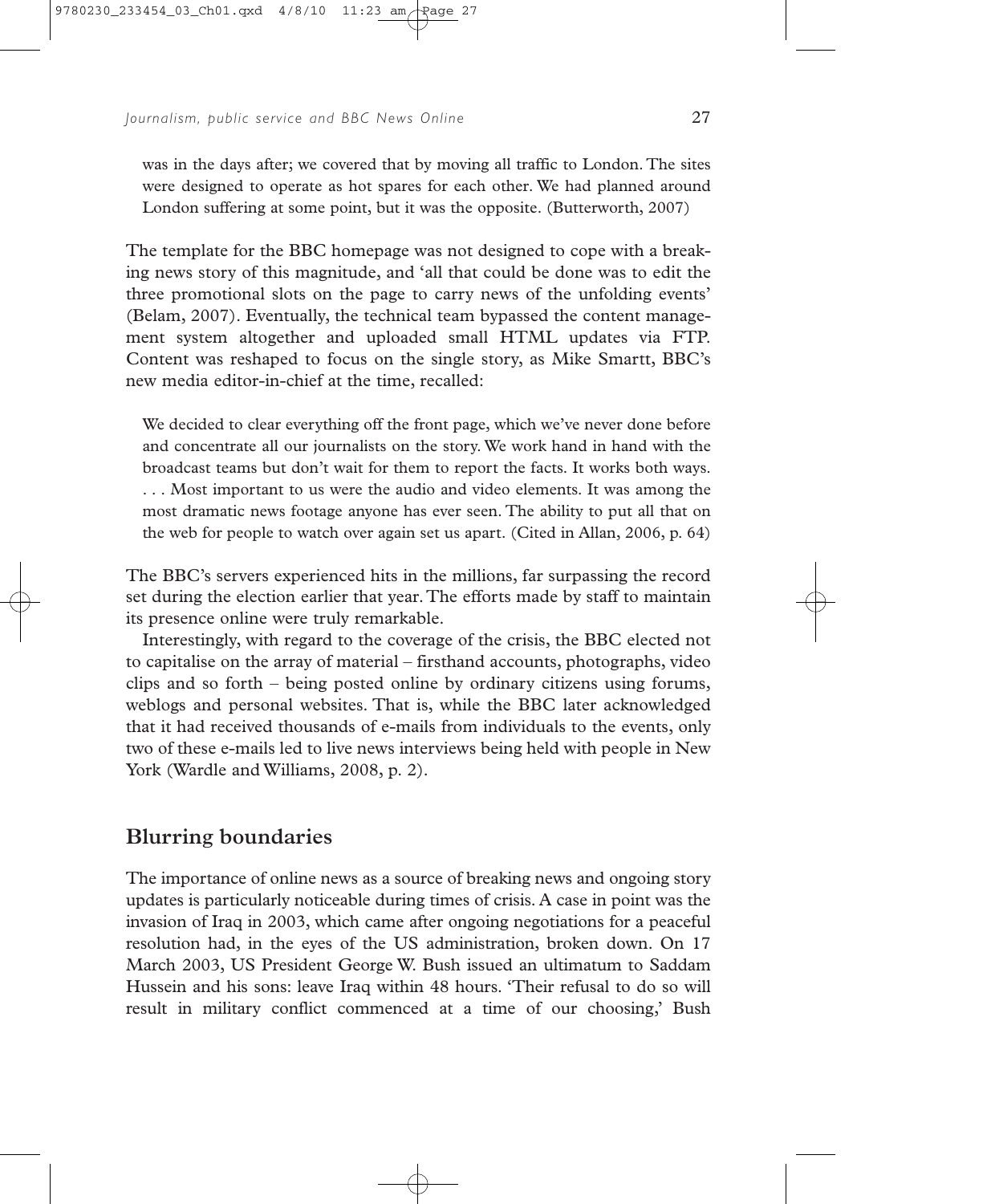> was in the days after; we covered that by moving all traffic to London. The sites were designed to operate as hot spares for each other. We had planned around London suffering at some point, but it was the opposite. (Butterworth, 2007)

The template for the BBC homepage was not designed to cope with a breaking news story of this magnitude, and 'all that could be done was to edit the three promotional slots on the page to carry news of the unfolding events' (Belam, 2007). Eventually, the technical team bypassed the content management system altogether and uploaded small HTML updates via FTP. Content was reshaped to focus on the single story, as Mike Smartt, BBC's new media editor-in-chief at the time, recalled:

> We decided to clear everything off the front page, which we've never done before and concentrate all our journalists on the story. We work hand in hand with the broadcast teams but don't wait for them to report the facts. It works both ways. . . . Most important to us were the audio and video elements. It was among the most dramatic news footage anyone has ever seen. The ability to put all that on the web for people to watch over again set us apart. (Cited in Allan, 2006, p. 64)

The BBC's servers experienced hits in the millions, far surpassing the record set during the election earlier that year. The efforts made by staff to maintain its presence online were truly remarkable.

Interestingly, with regard to the coverage of the crisis, the BBC elected not to capitalise on the array of material – firsthand accounts, photographs, video clips and so forth – being posted online by ordinary citizens using forums, weblogs and personal websites. That is, while the BBC later acknowledged that it had received thousands of e-mails from individuals to the events, only two of these e-mails led to live news interviews being held with people in New York (Wardle and Williams, 2008, p. 2).

## Blurring boundaries

The importance of online news as a source of breaking news and ongoing story updates is particularly noticeable during times of crisis. A case in point was the invasion of Iraq in 2003, which came after ongoing negotiations for a peaceful resolution had, in the eyes of the US administration, broken down. On 17 March 2003, US President George W. Bush issued an ultimatum to Saddam Hussein and his sons: leave Iraq within 48 hours. 'Their refusal to do so will result in military conflict commenced at a time of our choosing,' Bush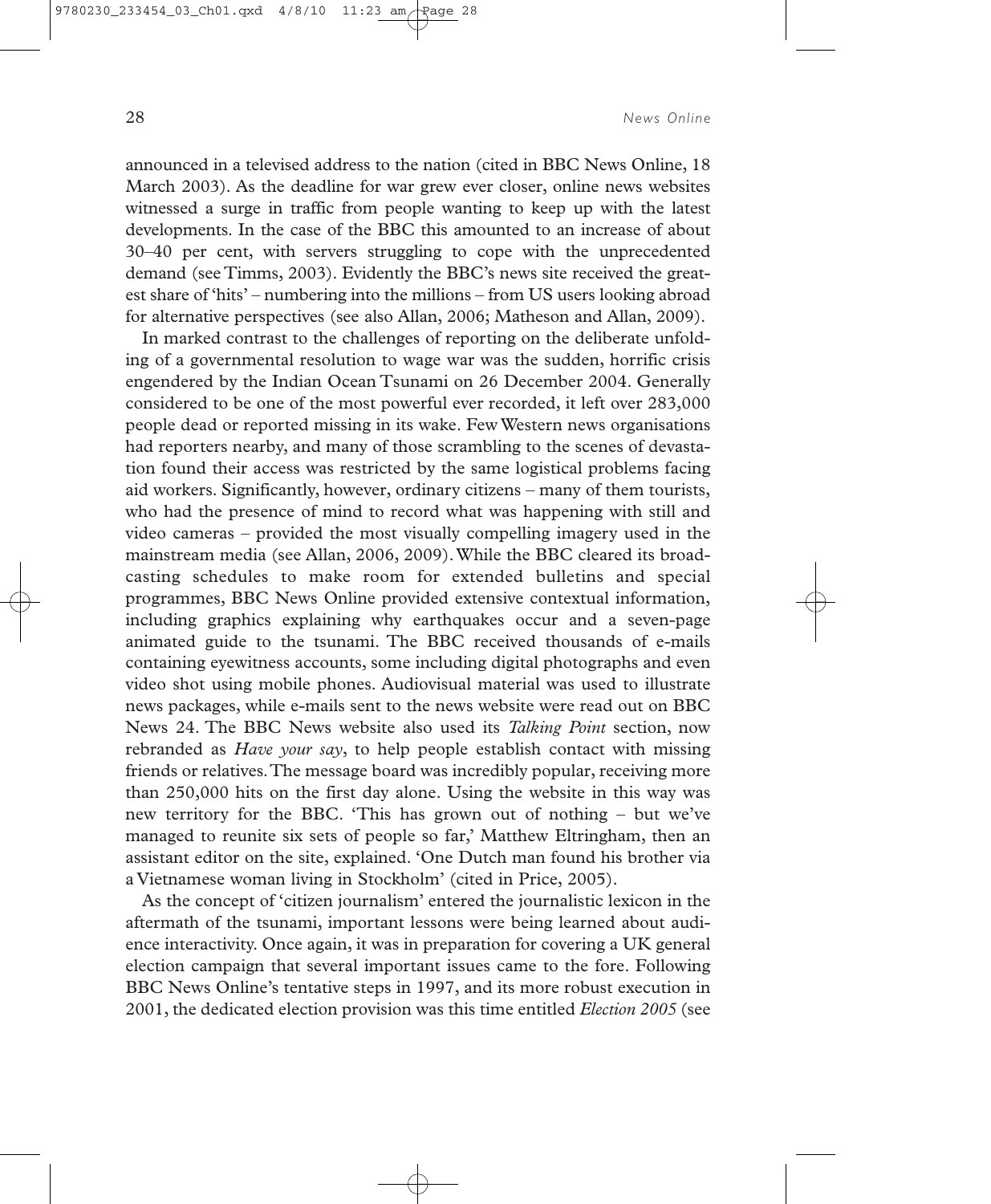announced in a televised address to the nation (cited in BBC News Online, 18 March 2003). As the deadline for war grew ever closer, online news websites witnessed a surge in traffic from people wanting to keep up with the latest developments. In the case of the BBC this amounted to an increase of about 30–40 per cent, with servers struggling to cope with the unprecedented demand (see Timms, 2003). Evidently the BBC's news site received the greatest share of 'hits' – numbering into the millions – from US users looking abroad for alternative perspectives (see also Allan, 2006; Matheson and Allan, 2009).

In marked contrast to the challenges of reporting on the deliberate unfolding of a governmental resolution to wage war was the sudden, horrific crisis engendered by the Indian Ocean Tsunami on 26 December 2004. Generally considered to be one of the most powerful ever recorded, it left over 283,000 people dead or reported missing in its wake. Few Western news organisations had reporters nearby, and many of those scrambling to the scenes of devastation found their access was restricted by the same logistical problems facing aid workers. Significantly, however, ordinary citizens – many of them tourists, who had the presence of mind to record what was happening with still and video cameras – provided the most visually compelling imagery used in the mainstream media (see Allan, 2006, 2009). While the BBC cleared its broadcasting schedules to make room for extended bulletins and special programmes, BBC News Online provided extensive contextual information, including graphics explaining why earthquakes occur and a seven-page animated guide to the tsunami. The BBC received thousands of e-mails containing eyewitness accounts, some including digital photographs and even video shot using mobile phones. Audiovisual material was used to illustrate news packages, while e-mails sent to the news website were read out on BBC News 24. The BBC News website also used its *Talking Point* section, now rebranded as *Have your say*, to help people establish contact with missing friends or relatives. The message board was incredibly popular, receiving more than 250,000 hits on the first day alone. Using the website in this way was new territory for the BBC. 'This has grown out of nothing – but we've managed to reunite six sets of people so far,' Matthew Eltringham, then an assistant editor on the site, explained. 'One Dutch man found his brother via a Vietnamese woman living in Stockholm' (cited in Price, 2005).

As the concept of 'citizen journalism' entered the journalistic lexicon in the aftermath of the tsunami, important lessons were being learned about audience interactivity. Once again, it was in preparation for covering a UK general election campaign that several important issues came to the fore. Following BBC News Online's tentative steps in 1997, and its more robust execution in 2001, the dedicated election provision was this time entitled *Election 2005* (see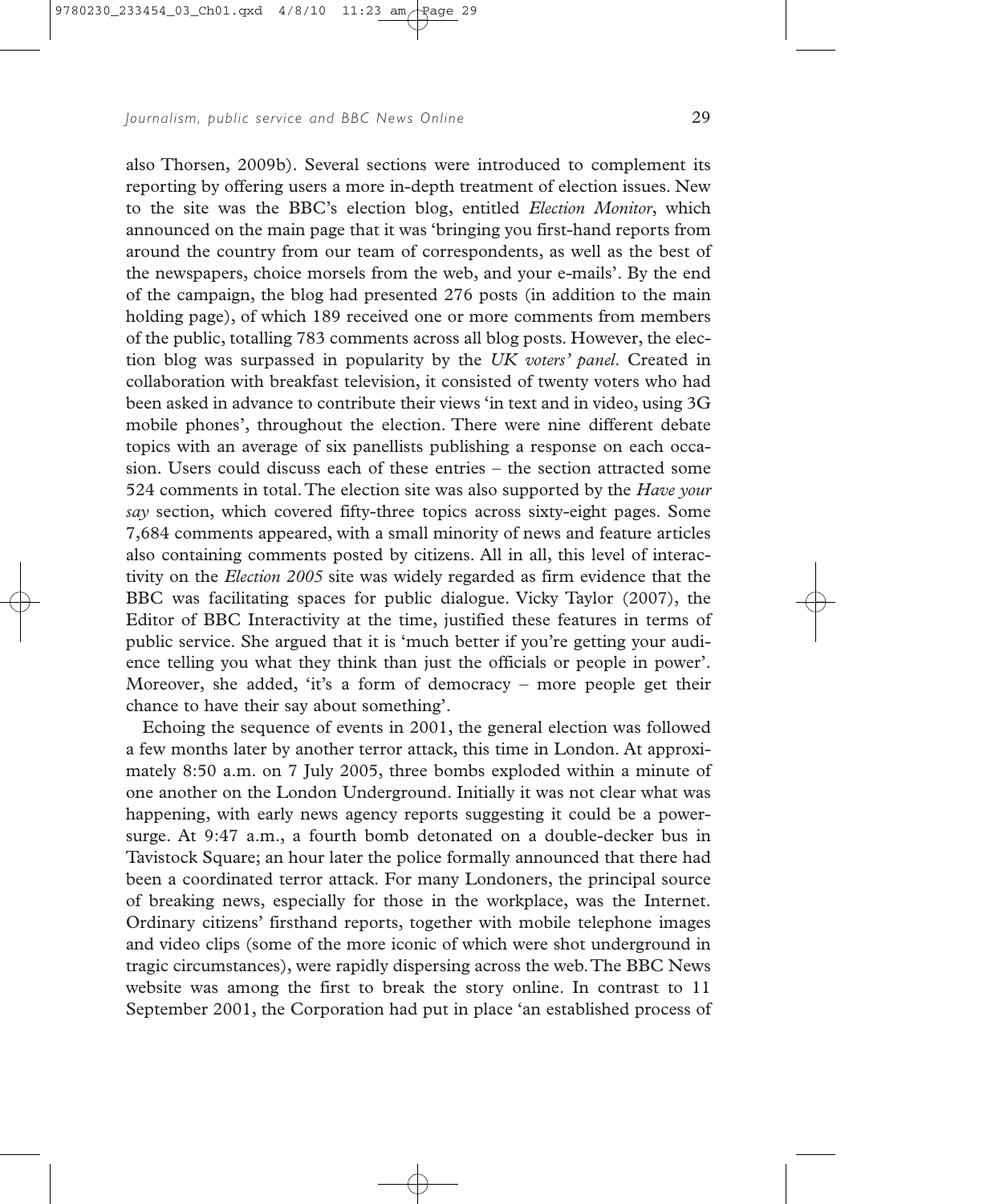also Thorsen, 2009b). Several sections were introduced to complement its reporting by offering users a more in-depth treatment of election issues. New to the site was the BBC's election blog, entitled *Election Monitor*, which announced on the main page that it was 'bringing you first-hand reports from around the country from our team of correspondents, as well as the best of the newspapers, choice morsels from the web, and your e-mails'. By the end of the campaign, the blog had presented 276 posts (in addition to the main holding page), of which 189 received one or more comments from members of the public, totalling 783 comments across all blog posts. However, the election blog was surpassed in popularity by the *UK voters' panel*. Created in collaboration with breakfast television, it consisted of twenty voters who had been asked in advance to contribute their views 'in text and in video, using 3G mobile phones', throughout the election. There were nine different debate topics with an average of six panellists publishing a response on each occasion. Users could discuss each of these entries – the section attracted some 524 comments in total. The election site was also supported by the *Have your say* section, which covered fifty-three topics across sixty-eight pages. Some 7,684 comments appeared, with a small minority of news and feature articles also containing comments posted by citizens. All in all, this level of interactivity on the *Election 2005* site was widely regarded as firm evidence that the BBC was facilitating spaces for public dialogue. Vicky Taylor (2007), the Editor of BBC Interactivity at the time, justified these features in terms of public service. She argued that it is 'much better if you're getting your audience telling you what they think than just the officials or people in power'. Moreover, she added, 'it's a form of democracy – more people get their chance to have their say about something'.

Echoing the sequence of events in 2001, the general election was followed a few months later by another terror attack, this time in London. At approximately 8:50 a.m. on 7 July 2005, three bombs exploded within a minute of one another on the London Underground. Initially it was not clear what was happening, with early news agency reports suggesting it could be a power-surge. At 9:47 a.m., a fourth bomb detonated on a double-decker bus in Tavistock Square; an hour later the police formally announced that there had been a coordinated terror attack. For many Londoners, the principal source of breaking news, especially for those in the workplace, was the Internet. Ordinary citizens' firsthand reports, together with mobile telephone images and video clips (some of the more iconic of which were shot underground in tragic circumstances), were rapidly dispersing across the web. The BBC News website was among the first to break the story online. In contrast to 11 September 2001, the Corporation had put in place 'an established process of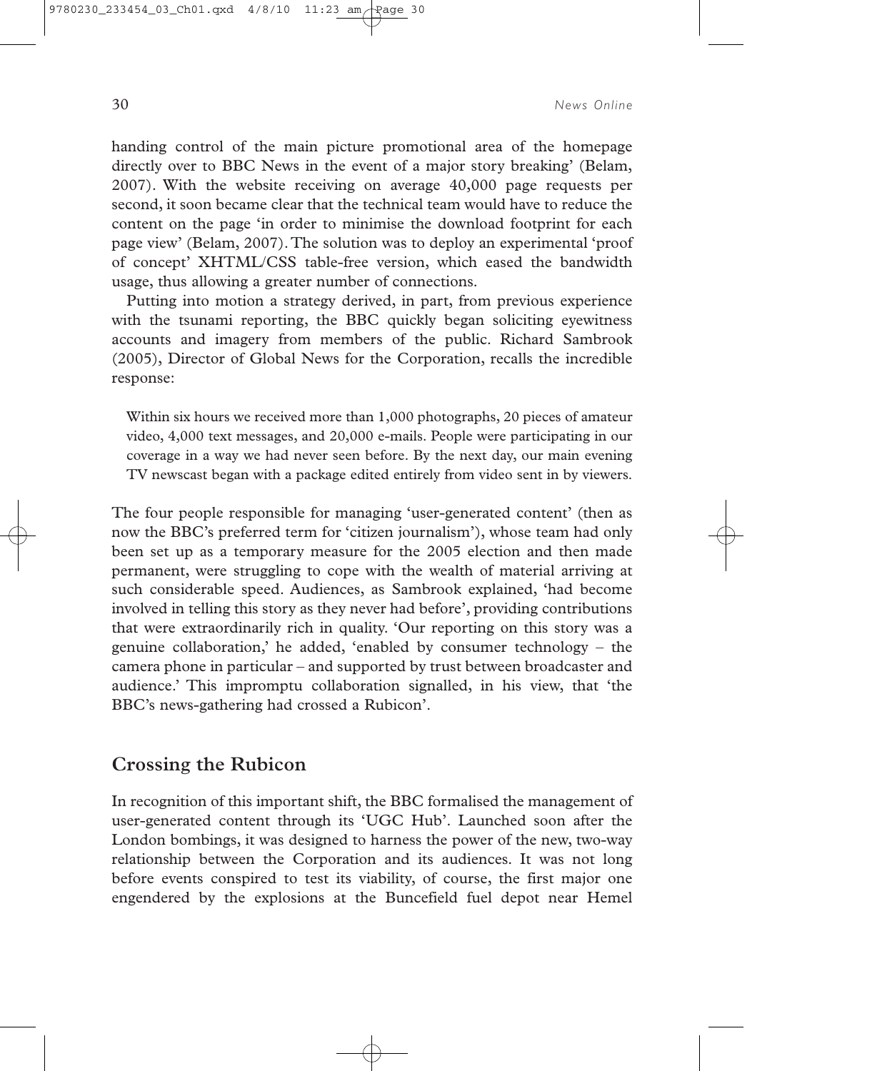handing control of the main picture promotional area of the homepage directly over to BBC News in the event of a major story breaking' (Belam, 2007). With the website receiving on average 40,000 page requests per second, it soon became clear that the technical team would have to reduce the content on the page 'in order to minimise the download footprint for each page view' (Belam, 2007). The solution was to deploy an experimental 'proof of concept' XHTML/CSS table-free version, which eased the bandwidth usage, thus allowing a greater number of connections.

Putting into motion a strategy derived, in part, from previous experience with the tsunami reporting, the BBC quickly began soliciting eyewitness accounts and imagery from members of the public. Richard Sambrook (2005), Director of Global News for the Corporation, recalls the incredible response:

> Within six hours we received more than 1,000 photographs, 20 pieces of amateur video, 4,000 text messages, and 20,000 e-mails. People were participating in our coverage in a way we had never seen before. By the next day, our main evening TV newscast began with a package edited entirely from video sent in by viewers.

The four people responsible for managing 'user-generated content' (then as now the BBC's preferred term for 'citizen journalism'), whose team had only been set up as a temporary measure for the 2005 election and then made permanent, were struggling to cope with the wealth of material arriving at such considerable speed. Audiences, as Sambrook explained, 'had become involved in telling this story as they never had before', providing contributions that were extraordinarily rich in quality. 'Our reporting on this story was a genuine collaboration,' he added, 'enabled by consumer technology – the camera phone in particular – and supported by trust between broadcaster and audience.' This impromptu collaboration signalled, in his view, that 'the BBC's news-gathering had crossed a Rubicon'.

## Crossing the Rubicon

In recognition of this important shift, the BBC formalised the management of user-generated content through its 'UGC Hub'. Launched soon after the London bombings, it was designed to harness the power of the new, two-way relationship between the Corporation and its audiences. It was not long before events conspired to test its viability, of course, the first major one engendered by the explosions at the Buncefield fuel depot near Hemel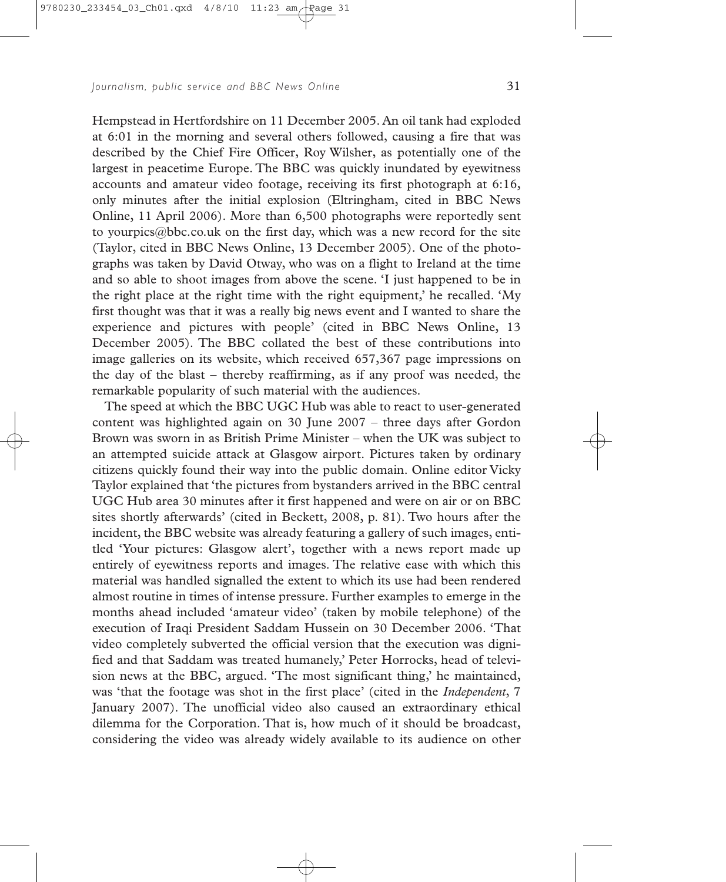Hempstead in Hertfordshire on 11 December 2005. An oil tank had exploded at 6:01 in the morning and several others followed, causing a fire that was described by the Chief Fire Officer, Roy Wilsher, as potentially one of the largest in peacetime Europe. The BBC was quickly inundated by eyewitness accounts and amateur video footage, receiving its first photograph at 6:16, only minutes after the initial explosion (Eltringham, cited in BBC News Online, 11 April 2006). More than 6,500 photographs were reportedly sent to yourpics@bbc.co.uk on the first day, which was a new record for the site (Taylor, cited in BBC News Online, 13 December 2005). One of the photographs was taken by David Otway, who was on a flight to Ireland at the time and so able to shoot images from above the scene. 'I just happened to be in the right place at the right time with the right equipment,' he recalled. 'My first thought was that it was a really big news event and I wanted to share the experience and pictures with people' (cited in BBC News Online, 13 December 2005). The BBC collated the best of these contributions into image galleries on its website, which received 657,367 page impressions on the day of the blast – thereby reaffirming, as if any proof was needed, the remarkable popularity of such material with the audiences.

The speed at which the BBC UGC Hub was able to react to user-generated content was highlighted again on 30 June 2007 – three days after Gordon Brown was sworn in as British Prime Minister – when the UK was subject to an attempted suicide attack at Glasgow airport. Pictures taken by ordinary citizens quickly found their way into the public domain. Online editor Vicky Taylor explained that 'the pictures from bystanders arrived in the BBC central UGC Hub area 30 minutes after it first happened and were on air or on BBC sites shortly afterwards' (cited in Beckett, 2008, p. 81). Two hours after the incident, the BBC website was already featuring a gallery of such images, entitled 'Your pictures: Glasgow alert', together with a news report made up entirely of eyewitness reports and images. The relative ease with which this material was handled signalled the extent to which its use had been rendered almost routine in times of intense pressure. Further examples to emerge in the months ahead included 'amateur video' (taken by mobile telephone) of the execution of Iraqi President Saddam Hussein on 30 December 2006. 'That video completely subverted the official version that the execution was dignified and that Saddam was treated humanely,' Peter Horrocks, head of television news at the BBC, argued. 'The most significant thing,' he maintained, was 'that the footage was shot in the first place' (cited in the *Independent*, 7 January 2007). The unofficial video also caused an extraordinary ethical dilemma for the Corporation. That is, how much of it should be broadcast, considering the video was already widely available to its audience on other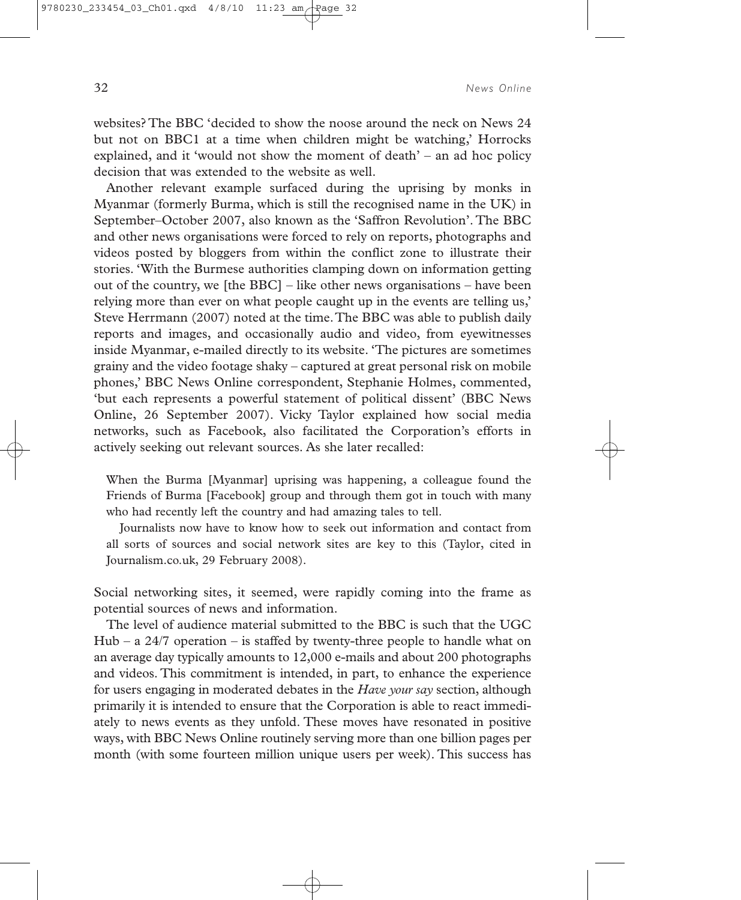websites? The BBC 'decided to show the noose around the neck on News 24 but not on BBC1 at a time when children might be watching,' Horrocks explained, and it 'would not show the moment of death' – an ad hoc policy decision that was extended to the website as well.

Another relevant example surfaced during the uprising by monks in Myanmar (formerly Burma, which is still the recognised name in the UK) in September–October 2007, also known as the 'Saffron Revolution'. The BBC and other news organisations were forced to rely on reports, photographs and videos posted by bloggers from within the conflict zone to illustrate their stories. 'With the Burmese authorities clamping down on information getting out of the country, we [the BBC] – like other news organisations – have been relying more than ever on what people caught up in the events are telling us,' Steve Herrmann (2007) noted at the time. The BBC was able to publish daily reports and images, and occasionally audio and video, from eyewitnesses inside Myanmar, e-mailed directly to its website. 'The pictures are sometimes grainy and the video footage shaky – captured at great personal risk on mobile phones,' BBC News Online correspondent, Stephanie Holmes, commented, 'but each represents a powerful statement of political dissent' (BBC News Online, 26 September 2007). Vicky Taylor explained how social media networks, such as Facebook, also facilitated the Corporation's efforts in actively seeking out relevant sources. As she later recalled:

> When the Burma [Myanmar] uprising was happening, a colleague found the Friends of Burma [Facebook] group and through them got in touch with many who had recently left the country and had amazing tales to tell.
>
> Journalists now have to know how to seek out information and contact from all sorts of sources and social network sites are key to this (Taylor, cited in Journalism.co.uk, 29 February 2008).

Social networking sites, it seemed, were rapidly coming into the frame as potential sources of news and information.

The level of audience material submitted to the BBC is such that the UGC Hub – a 24/7 operation – is staffed by twenty-three people to handle what on an average day typically amounts to 12,000 e-mails and about 200 photographs and videos. This commitment is intended, in part, to enhance the experience for users engaging in moderated debates in the *Have your say* section, although primarily it is intended to ensure that the Corporation is able to react immediately to news events as they unfold. These moves have resonated in positive ways, with BBC News Online routinely serving more than one billion pages per month (with some fourteen million unique users per week). This success has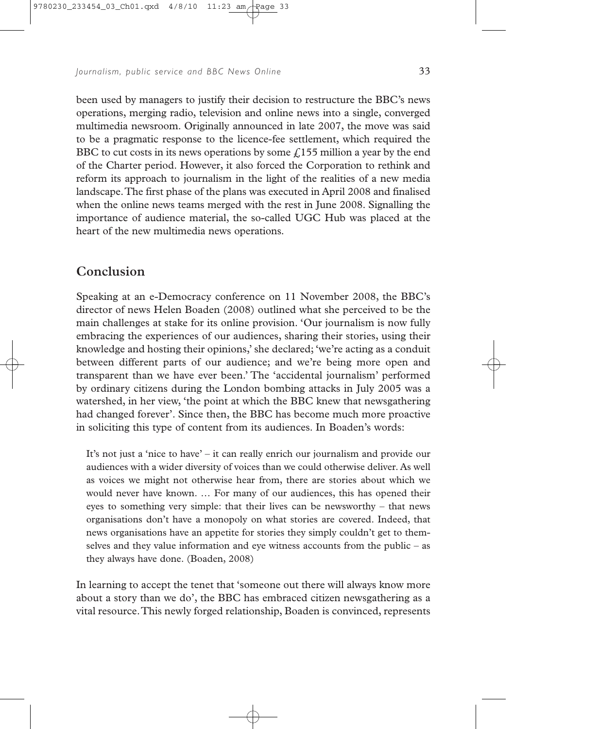been used by managers to justify their decision to restructure the BBC's news operations, merging radio, television and online news into a single, converged multimedia newsroom. Originally announced in late 2007, the move was said to be a pragmatic response to the licence-fee settlement, which required the BBC to cut costs in its news operations by some £155 million a year by the end of the Charter period. However, it also forced the Corporation to rethink and reform its approach to journalism in the light of the realities of a new media landscape. The first phase of the plans was executed in April 2008 and finalised when the online news teams merged with the rest in June 2008. Signalling the importance of audience material, the so-called UGC Hub was placed at the heart of the new multimedia news operations.

## Conclusion

Speaking at an e-Democracy conference on 11 November 2008, the BBC's director of news Helen Boaden (2008) outlined what she perceived to be the main challenges at stake for its online provision. 'Our journalism is now fully embracing the experiences of our audiences, sharing their stories, using their knowledge and hosting their opinions,' she declared; 'we're acting as a conduit between different parts of our audience; and we're being more open and transparent than we have ever been.' The 'accidental journalism' performed by ordinary citizens during the London bombing attacks in July 2005 was a watershed, in her view, 'the point at which the BBC knew that newsgathering had changed forever'. Since then, the BBC has become much more proactive in soliciting this type of content from its audiences. In Boaden's words:

> It's not just a 'nice to have' – it can really enrich our journalism and provide our audiences with a wider diversity of voices than we could otherwise deliver. As well as voices we might not otherwise hear from, there are stories about which we would never have known. … For many of our audiences, this has opened their eyes to something very simple: that their lives can be newsworthy – that news organisations don't have a monopoly on what stories are covered. Indeed, that news organisations have an appetite for stories they simply couldn't get to themselves and they value information and eye witness accounts from the public – as they always have done. (Boaden, 2008)

In learning to accept the tenet that 'someone out there will always know more about a story than we do', the BBC has embraced citizen newsgathering as a vital resource. This newly forged relationship, Boaden is convinced, represents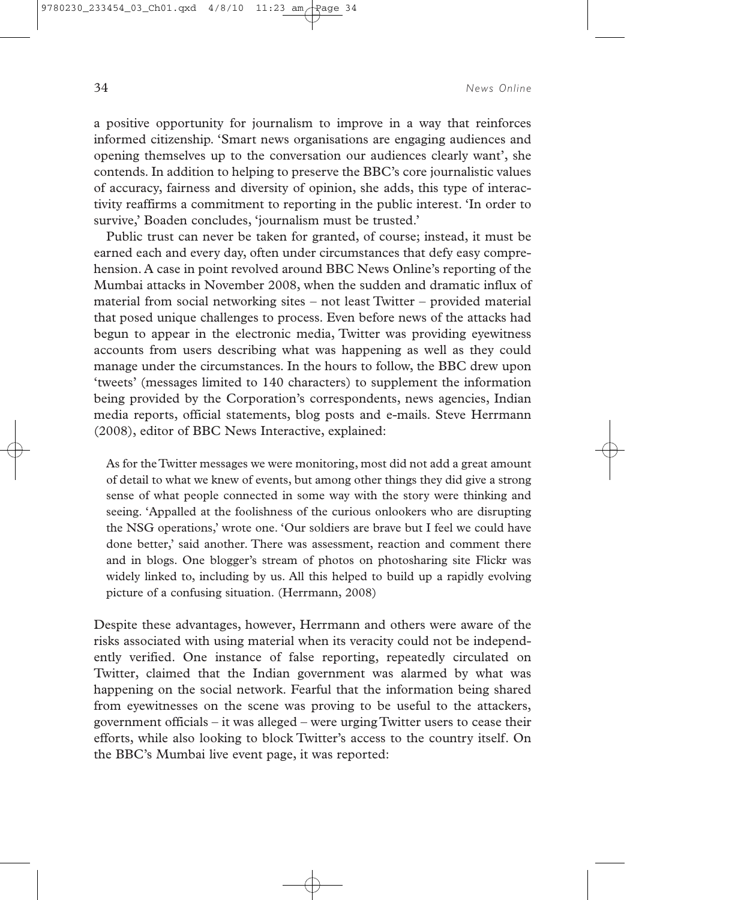a positive opportunity for journalism to improve in a way that reinforces informed citizenship. 'Smart news organisations are engaging audiences and opening themselves up to the conversation our audiences clearly want', she contends. In addition to helping to preserve the BBC's core journalistic values of accuracy, fairness and diversity of opinion, she adds, this type of interactivity reaffirms a commitment to reporting in the public interest. 'In order to survive,' Boaden concludes, 'journalism must be trusted.'

Public trust can never be taken for granted, of course; instead, it must be earned each and every day, often under circumstances that defy easy comprehension. A case in point revolved around BBC News Online's reporting of the Mumbai attacks in November 2008, when the sudden and dramatic influx of material from social networking sites – not least Twitter – provided material that posed unique challenges to process. Even before news of the attacks had begun to appear in the electronic media, Twitter was providing eyewitness accounts from users describing what was happening as well as they could manage under the circumstances. In the hours to follow, the BBC drew upon 'tweets' (messages limited to 140 characters) to supplement the information being provided by the Corporation's correspondents, news agencies, Indian media reports, official statements, blog posts and e-mails. Steve Herrmann (2008), editor of BBC News Interactive, explained:

> As for the Twitter messages we were monitoring, most did not add a great amount of detail to what we knew of events, but among other things they did give a strong sense of what people connected in some way with the story were thinking and seeing. 'Appalled at the foolishness of the curious onlookers who are disrupting the NSG operations,' wrote one. 'Our soldiers are brave but I feel we could have done better,' said another. There was assessment, reaction and comment there and in blogs. One blogger's stream of photos on photosharing site Flickr was widely linked to, including by us. All this helped to build up a rapidly evolving picture of a confusing situation. (Herrmann, 2008)

Despite these advantages, however, Herrmann and others were aware of the risks associated with using material when its veracity could not be independently verified. One instance of false reporting, repeatedly circulated on Twitter, claimed that the Indian government was alarmed by what was happening on the social network. Fearful that the information being shared from eyewitnesses on the scene was proving to be useful to the attackers, government officials – it was alleged – were urging Twitter users to cease their efforts, while also looking to block Twitter's access to the country itself. On the BBC's Mumbai live event page, it was reported: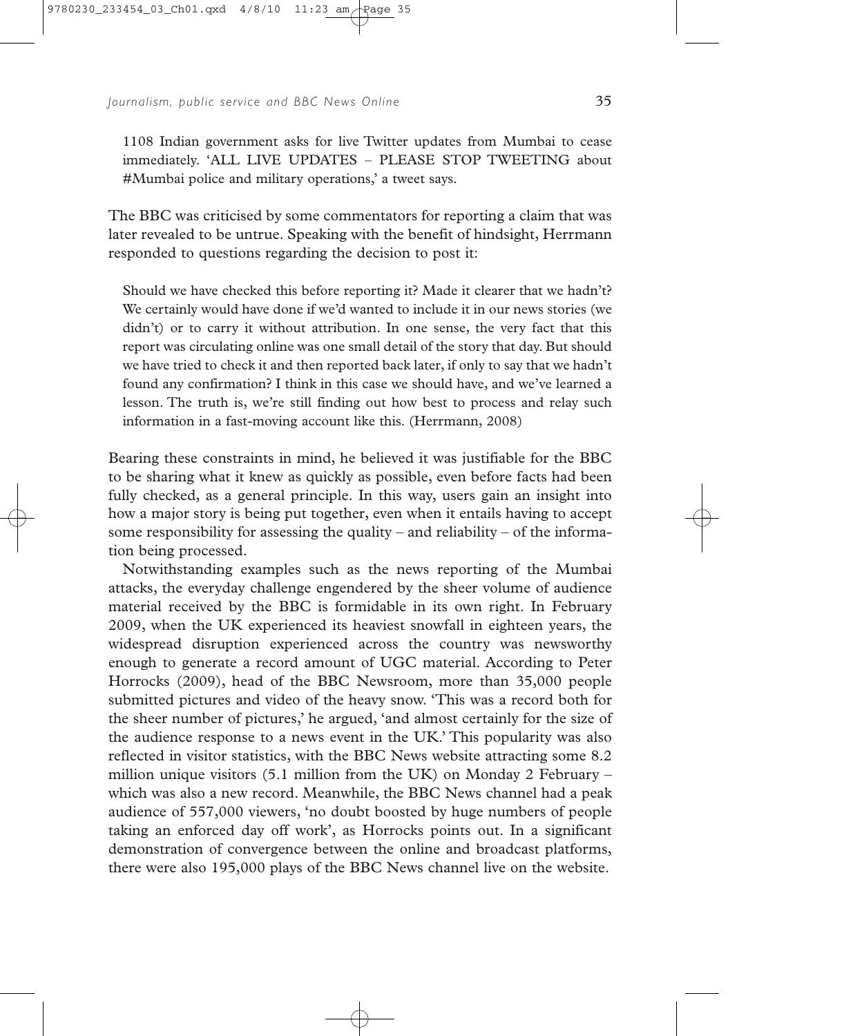1108 Indian government asks for live Twitter updates from Mumbai to cease immediately. 'ALL LIVE UPDATES – PLEASE STOP TWEETING about #Mumbai police and military operations,' a tweet says.

The BBC was criticised by some commentators for reporting a claim that was later revealed to be untrue. Speaking with the benefit of hindsight, Herrmann responded to questions regarding the decision to post it:

> Should we have checked this before reporting it? Made it clearer that we hadn't? We certainly would have done if we'd wanted to include it in our news stories (we didn't) or to carry it without attribution. In one sense, the very fact that this report was circulating online was one small detail of the story that day. But should we have tried to check it and then reported back later, if only to say that we hadn't found any confirmation? I think in this case we should have, and we've learned a lesson. The truth is, we're still finding out how best to process and relay such information in a fast-moving account like this. (Herrmann, 2008)

Bearing these constraints in mind, he believed it was justifiable for the BBC to be sharing what it knew as quickly as possible, even before facts had been fully checked, as a general principle. In this way, users gain an insight into how a major story is being put together, even when it entails having to accept some responsibility for assessing the quality – and reliability – of the information being processed.

Notwithstanding examples such as the news reporting of the Mumbai attacks, the everyday challenge engendered by the sheer volume of audience material received by the BBC is formidable in its own right. In February 2009, when the UK experienced its heaviest snowfall in eighteen years, the widespread disruption experienced across the country was newsworthy enough to generate a record amount of UGC material. According to Peter Horrocks (2009), head of the BBC Newsroom, more than 35,000 people submitted pictures and video of the heavy snow. 'This was a record both for the sheer number of pictures,' he argued, 'and almost certainly for the size of the audience response to a news event in the UK.' This popularity was also reflected in visitor statistics, with the BBC News website attracting some 8.2 million unique visitors (5.1 million from the UK) on Monday 2 February – which was also a new record. Meanwhile, the BBC News channel had a peak audience of 557,000 viewers, 'no doubt boosted by huge numbers of people taking an enforced day off work', as Horrocks points out. In a significant demonstration of convergence between the online and broadcast platforms, there were also 195,000 plays of the BBC News channel live on the website.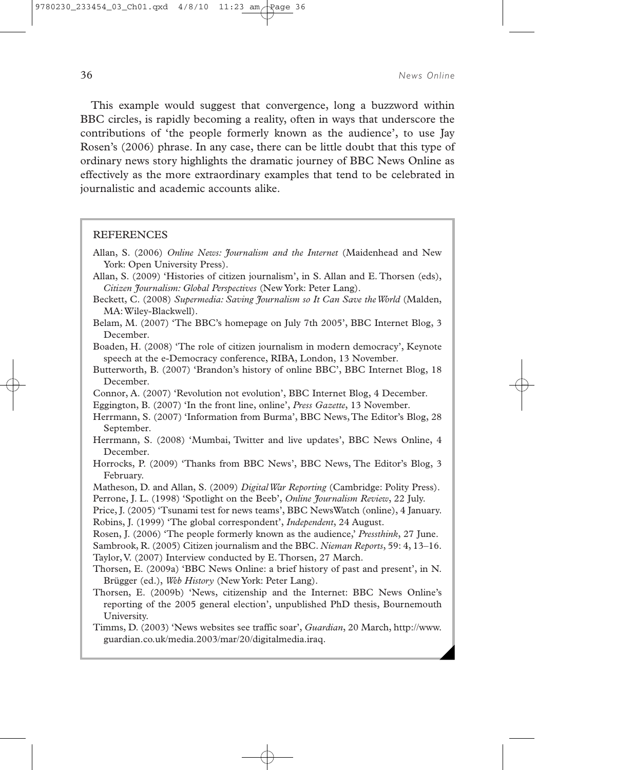This example would suggest that convergence, long a buzzword within BBC circles, is rapidly becoming a reality, often in ways that underscore the contributions of 'the people formerly known as the audience', to use Jay Rosen's (2006) phrase. In any case, there can be little doubt that this type of ordinary news story highlights the dramatic journey of BBC News Online as effectively as the more extraordinary examples that tend to be celebrated in journalistic and academic accounts alike.

## REFERENCES

Allan, S. (2006) *Online News: Journalism and the Internet* (Maidenhead and New York: Open University Press).

Allan, S. (2009) 'Histories of citizen journalism', in S. Allan and E. Thorsen (eds), *Citizen Journalism: Global Perspectives* (New York: Peter Lang).

Beckett, C. (2008) *Supermedia: Saving Journalism so It Can Save the World* (Malden, MA: Wiley-Blackwell).

Belam, M. (2007) 'The BBC's homepage on July 7th 2005', BBC Internet Blog, 3 December.

Boaden, H. (2008) 'The role of citizen journalism in modern democracy', Keynote speech at the e-Democracy conference, RIBA, London, 13 November.

Butterworth, B. (2007) 'Brandon's history of online BBC', BBC Internet Blog, 18 December.

Connor, A. (2007) 'Revolution not evolution', BBC Internet Blog, 4 December.

Eggington, B. (2007) 'In the front line, online', *Press Gazette*, 13 November.

Herrmann, S. (2007) 'Information from Burma', BBC News, The Editor's Blog, 28 September.

Herrmann, S. (2008) 'Mumbai, Twitter and live updates', BBC News Online, 4 December.

Horrocks, P. (2009) 'Thanks from BBC News', BBC News, The Editor's Blog, 3 February.

Matheson, D. and Allan, S. (2009) *Digital War Reporting* (Cambridge: Polity Press).

Perrone, J. L. (1998) 'Spotlight on the Beeb', *Online Journalism Review*, 22 July.

Price, J. (2005) 'Tsunami test for news teams', BBC NewsWatch (online), 4 January.

Robins, J. (1999) 'The global correspondent', *Independent*, 24 August.

Rosen, J. (2006) 'The people formerly known as the audience,' *Pressthink*, 27 June.

Sambrook, R. (2005) Citizen journalism and the BBC. *Nieman Reports*, 59: 4, 13–16.

Taylor, V. (2007) Interview conducted by E. Thorsen, 27 March.

Thorsen, E. (2009a) 'BBC News Online: a brief history of past and present', in N. Brügger (ed.), *Web History* (New York: Peter Lang).

Thorsen, E. (2009b) 'News, citizenship and the Internet: BBC News Online's reporting of the 2005 general election', unpublished PhD thesis, Bournemouth University.

Timms, D. (2003) 'News websites see traffic soar', *Guardian*, 20 March, http://www.guardian.co.uk/media.2003/mar/20/digitalmedia.iraq.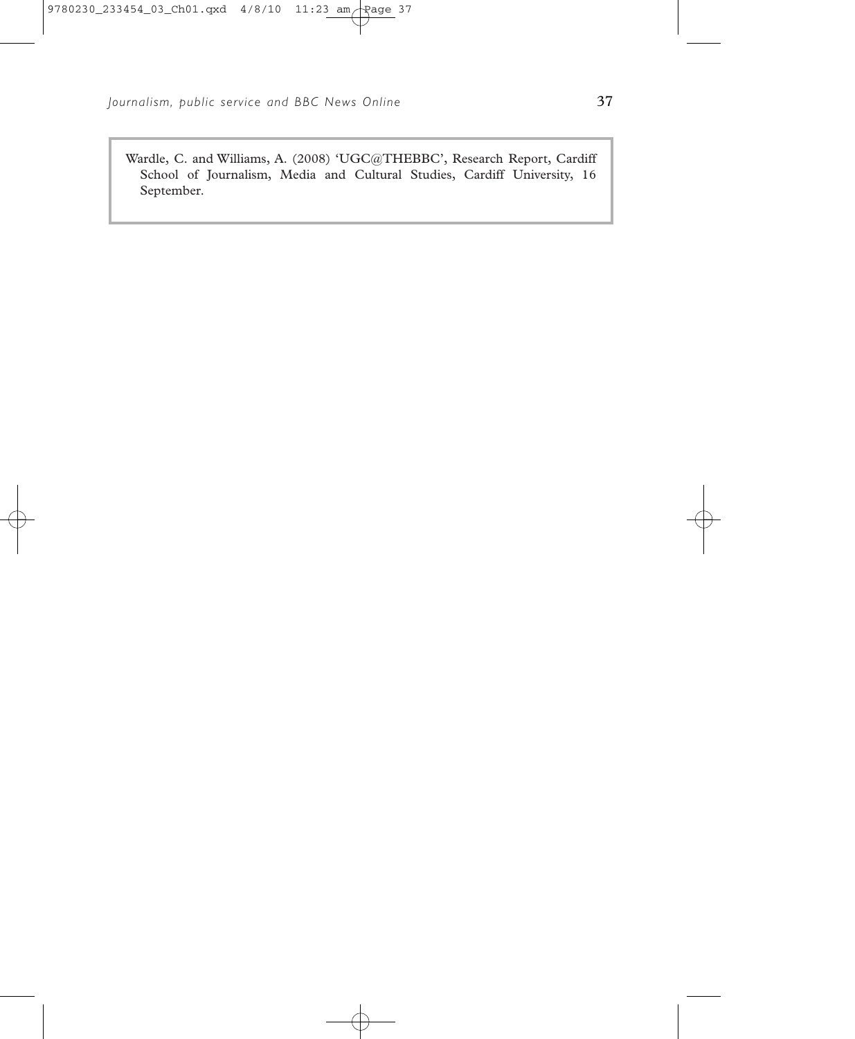Wardle, C. and Williams, A. (2008) 'UGC@THEBBC', Research Report, Cardiff School of Journalism, Media and Cultural Studies, Cardiff University, 16 September.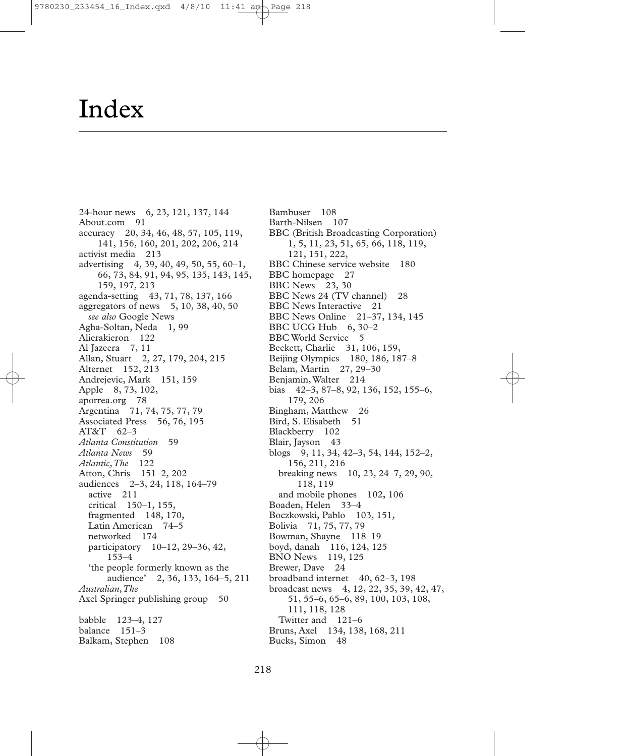# Index

24-hour news 6, 23, 121, 137, 144
About.com 91
accuracy 20, 34, 46, 48, 57, 105, 119, 141, 156, 160, 201, 202, 206, 214
activist media 213
advertising 4, 39, 40, 49, 50, 55, 60–1, 66, 73, 84, 91, 94, 95, 135, 143, 145, 159, 197, 213
agenda-setting 43, 71, 78, 137, 166
aggregators of news 5, 10, 38, 40, 50
  *see also* Google News
Agha-Soltan, Neda 1, 99
Alierakieron 122
Al Jazeera 7, 11
Allan, Stuart 2, 27, 179, 204, 215
Alternet 152, 213
Andrejevic, Mark 151, 159
Apple 8, 73, 102,
aporrea.org 78
Argentina 71, 74, 75, 77, 79
Associated Press 56, 76, 195
AT&T 62–3
*Atlanta Constitution* 59
*Atlanta News* 59
*Atlantic, The* 122
Atton, Chris 151–2, 202
audiences 2–3, 24, 118, 164–79
  active 211
  critical 150–1, 155,
  fragmented 148, 170,
  Latin American 74–5
  networked 174
  participatory 10–12, 29–36, 42, 153–4
  'the people formerly known as the audience' 2, 36, 133, 164–5, 211
*Australian, The*
Axel Springer publishing group 50

babble 123–4, 127
balance 151–3
Balkam, Stephen 108
Bambuser 108
Barth-Nilsen 107
BBC (British Broadcasting Corporation) 1, 5, 11, 23, 51, 65, 66, 118, 119, 121, 151, 222,
BBC Chinese service website 180
BBC homepage 27
BBC News 23, 30
BBC News 24 (TV channel) 28
BBC News Interactive 21
BBC News Online 21–37, 134, 145
BBC UCG Hub 6, 30–2
BBC World Service 5
Beckett, Charlie 31, 106, 159,
Beijing Olympics 180, 186, 187–8
Belam, Martin 27, 29–30
Benjamin, Walter 214
bias 42–3, 87–8, 92, 136, 152, 155–6, 179, 206
Bingham, Matthew 26
Bird, S. Elisabeth 51
Blackberry 102
Blair, Jayson 43
blogs 9, 11, 34, 42–3, 54, 144, 152–2, 156, 211, 216
  breaking news 10, 23, 24–7, 29, 90, 118, 119
  and mobile phones 102, 106
Boaden, Helen 33–4
Boczkowski, Pablo 103, 151,
Bolivia 71, 75, 77, 79
Bowman, Shayne 118–19
boyd, danah 116, 124, 125
BNO News 119, 125
Brewer, Dave 24
broadband internet 40, 62–3, 198
broadcast news 4, 12, 22, 35, 39, 42, 47, 51, 55–6, 65–6, 89, 100, 103, 108, 111, 118, 128
  Twitter and 121–6
Bruns, Axel 134, 138, 168, 211
Bucks, Simon 48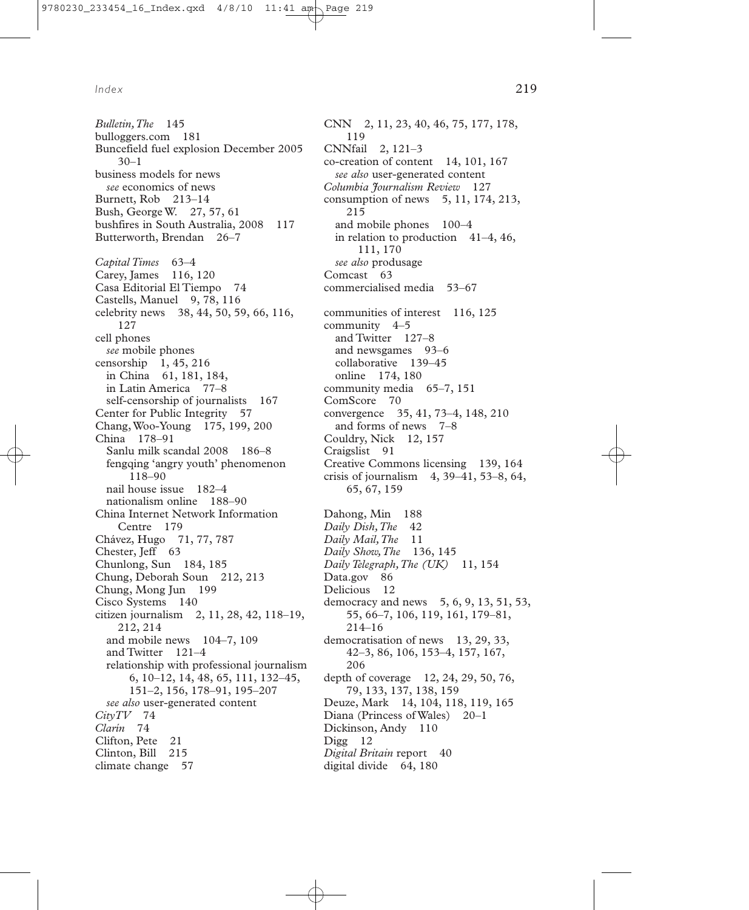*Bulletin, The* 145
bulloggers.com 181
Buncefield fuel explosion December 2005 30–1
business models for news
  *see* economics of news
Burnett, Rob 213–14
Bush, George W. 27, 57, 61
bushfires in South Australia, 2008 117
Butterworth, Brendan 26–7

*Capital Times* 63–4
Carey, James 116, 120
Casa Editorial El Tiempo 74
Castells, Manuel 9, 78, 116
celebrity news 38, 44, 50, 59, 66, 116, 127
cell phones
  *see* mobile phones
censorship 1, 45, 216
  in China 61, 181, 184,
  in Latin America 77–8
  self-censorship of journalists 167
Center for Public Integrity 57
Chang, Woo-Young 175, 199, 200
China 178–91
  Sanlu milk scandal 2008 186–8
  fengqing 'angry youth' phenomenon 118–90
  nail house issue 182–4
  nationalism online 188–90
China Internet Network Information Centre 179
Chávez, Hugo 71, 77, 787
Chester, Jeff 63
Chunlong, Sun 184, 185
Chung, Deborah Soun 212, 213
Chung, Mong Jun 199
Cisco Systems 140
citizen journalism 2, 11, 28, 42, 118–19, 212, 214
  and mobile news 104–7, 109
  and Twitter 121–4
  relationship with professional journalism 6, 10–12, 14, 48, 65, 111, 132–45, 151–2, 156, 178–91, 195–207
  *see also* user-generated content
*CityTV* 74
*Clarín* 74
Clifton, Pete 21
Clinton, Bill 215
climate change 57

CNN 2, 11, 23, 40, 46, 75, 177, 178, 119
CNNfail 2, 121–3
co-creation of content 14, 101, 167
  *see also* user-generated content
*Columbia Journalism Review* 127
consumption of news 5, 11, 174, 213, 215
  and mobile phones 100–4
  in relation to production 41–4, 46, 111, 170
  *see also* produsage
Comcast 63
commercialised media 53–67

communities of interest 116, 125
community 4–5
  and Twitter 127–8
  and newsgames 93–6
  collaborative 139–45
  online 174, 180
community media 65–7, 151
ComScore 70
convergence 35, 41, 73–4, 148, 210
  and forms of news 7–8
Couldry, Nick 12, 157
Craigslist 91
Creative Commons licensing 139, 164
crisis of journalism 4, 39–41, 53–8, 64, 65, 67, 159

Dahong, Min 188
*Daily Dish, The* 42
*Daily Mail, The* 11
*Daily Show, The* 136, 145
*Daily Telegraph, The (UK)* 11, 154
Data.gov 86
Delicious 12
democracy and news 5, 6, 9, 13, 51, 53, 55, 66–7, 106, 119, 161, 179–81, 214–16
democratisation of news 13, 29, 33, 42–3, 86, 106, 153–4, 157, 167, 206
depth of coverage 12, 24, 29, 50, 76, 79, 133, 137, 138, 159
Deuze, Mark 14, 104, 118, 119, 165
Diana (Princess of Wales) 20–1
Dickinson, Andy 110
Digg 12
*Digital Britain* report 40
digital divide 64, 180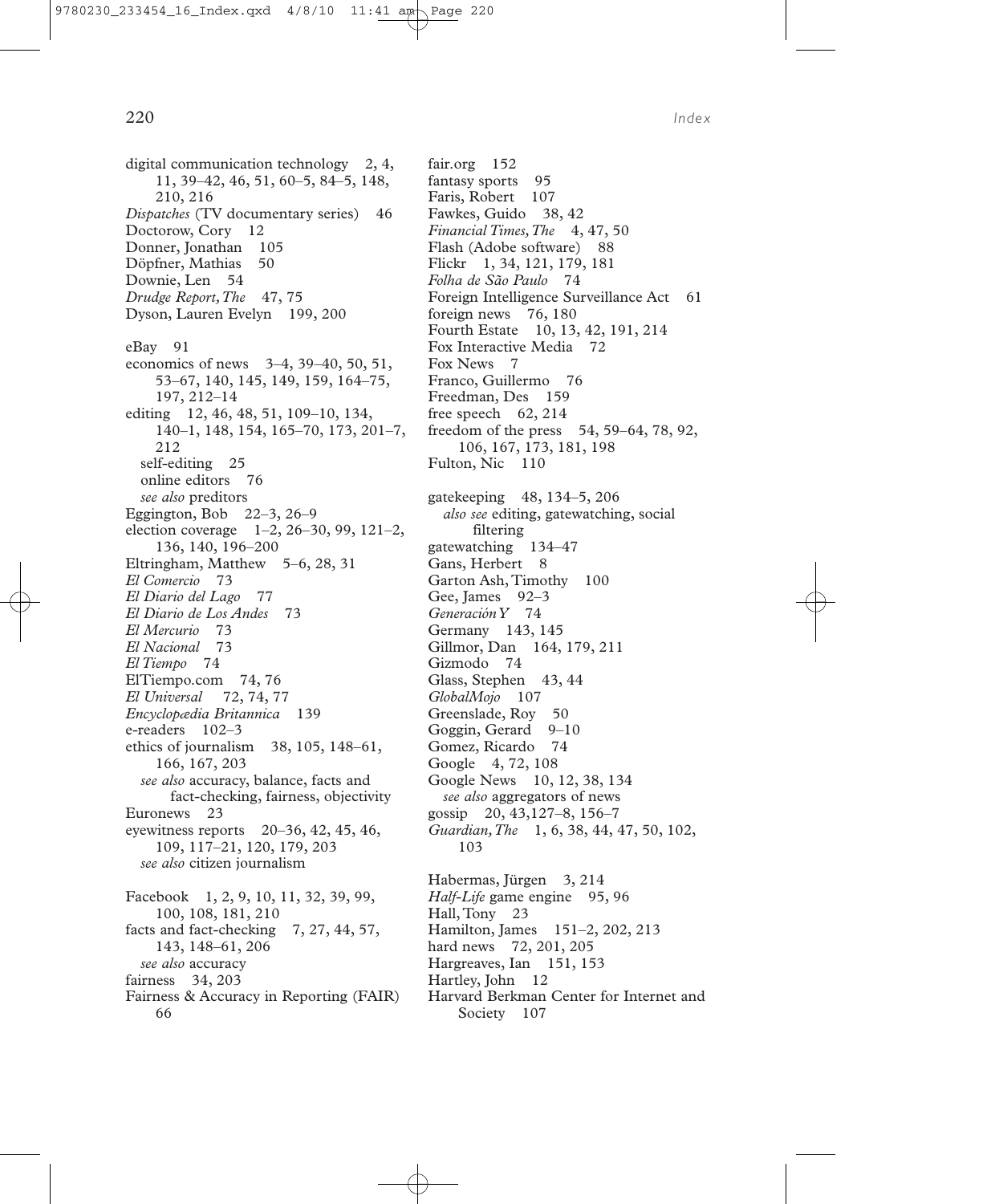digital communication technology 2, 4, 11, 39–42, 46, 51, 60–5, 84–5, 148, 210, 216
*Dispatches* (TV documentary series) 46
Doctorow, Cory 12
Donner, Jonathan 105
Döpfner, Mathias 50
Downie, Len 54
*Drudge Report, The* 47, 75
Dyson, Lauren Evelyn 199, 200

eBay 91
economics of news 3–4, 39–40, 50, 51, 53–67, 140, 145, 149, 159, 164–75, 197, 212–14
editing 12, 46, 48, 51, 109–10, 134, 140–1, 148, 154, 165–70, 173, 201–7, 212
  self-editing 25
  online editors 76
  *see also* preditors
Eggington, Bob 22–3, 26–9
election coverage 1–2, 26–30, 99, 121–2, 136, 140, 196–200
Eltringham, Matthew 5–6, 28, 31
*El Comercio* 73
*El Diario del Lago* 77
*El Diario de Los Andes* 73
*El Mercurio* 73
*El Nacional* 73
*El Tiempo* 74
ElTiempo.com 74, 76
*El Universal* 72, 74, 77
*Encyclopædia Britannica* 139
e-readers 102–3
ethics of journalism 38, 105, 148–61, 166, 167, 203
  *see also* accuracy, balance, facts and fact-checking, fairness, objectivity
Euronews 23
eyewitness reports 20–36, 42, 45, 46, 109, 117–21, 120, 179, 203
  *see also* citizen journalism

Facebook 1, 2, 9, 10, 11, 32, 39, 99, 100, 108, 181, 210
facts and fact-checking 7, 27, 44, 57, 143, 148–61, 206
  *see also* accuracy
fairness 34, 203
Fairness & Accuracy in Reporting (FAIR) 66
fair.org 152
fantasy sports 95
Faris, Robert 107
Fawkes, Guido 38, 42
*Financial Times, The* 4, 47, 50
Flash (Adobe software) 88
Flickr 1, 34, 121, 179, 181
*Folha de São Paulo* 74
Foreign Intelligence Surveillance Act 61
foreign news 76, 180
Fourth Estate 10, 13, 42, 191, 214
Fox Interactive Media 72
Fox News 7
Franco, Guillermo 76
Freedman, Des 159
free speech 62, 214
freedom of the press 54, 59–64, 78, 92, 106, 167, 173, 181, 198
Fulton, Nic 110

gatekeeping 48, 134–5, 206
  *also see* editing, gatewatching, social filtering
gatewatching 134–47
Gans, Herbert 8
Garton Ash, Timothy 100
Gee, James 92–3
*Generación Y* 74
Germany 143, 145
Gillmor, Dan 164, 179, 211
Gizmodo 74
Glass, Stephen 43, 44
*GlobalMojo* 107
Greenslade, Roy 50
Goggin, Gerard 9–10
Gomez, Ricardo 74
Google 4, 72, 108
Google News 10, 12, 38, 134
  *see also* aggregators of news
gossip 20, 43,127–8, 156–7
*Guardian, The* 1, 6, 38, 44, 47, 50, 102, 103

Habermas, Jürgen 3, 214
*Half-Life* game engine 95, 96
Hall, Tony 23
Hamilton, James 151–2, 202, 213
hard news 72, 201, 205
Hargreaves, Ian 151, 153
Hartley, John 12
Harvard Berkman Center for Internet and Society 107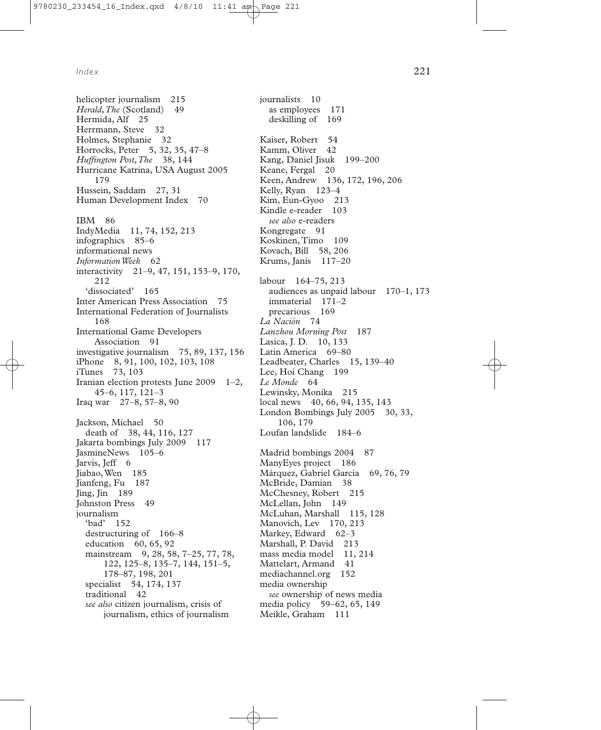helicopter journalism 215
*Herald, The* (Scotland) 49
Hermida, Alf 25
Herrmann, Steve 32
Holmes, Stephanie 32
Horrocks, Peter 5, 32, 35, 47–8
*Huffington Post, The* 38, 144
Hurricane Katrina, USA August 2005 179
Hussein, Saddam 27, 31
Human Development Index 70

IBM 86
IndyMedia 11, 74, 152, 213
infographics 85–6
informational news
*Information Week* 62
interactivity 21–9, 47, 151, 153–9, 170, 212
  'dissociated' 165
Inter American Press Association 75
International Federation of Journalists 168
International Game Developers Association 91
investigative journalism 75, 89, 137, 156
iPhone 8, 91, 100, 102, 103, 108
iTunes 73, 103
Iranian election protests June 2009 1–2, 45–6, 117, 121–3
Iraq war 27–8, 57–8, 90

Jackson, Michael 50
  death of 38, 44, 116, 127
Jakarta bombings July 2009 117
JasmineNews 105–6
Jarvis, Jeff 6
Jiabao, Wen 185
Jianfeng, Fu 187
Jing, Jin 189
Johnston Press 49
journalism
  'bad' 152
  destructuring of 166–8
  education 60, 65, 92
  mainstream 9, 28, 58, 7–25, 77, 78, 122, 125–8, 135–7, 144, 151–5, 178–87, 198, 201
  specialist 54, 174, 137
  traditional 42
  *see also* citizen journalism, crisis of journalism, ethics of journalism

journalists 10
  as employees 171
  deskilling of 169

Kaiser, Robert 54
Kamm, Oliver 42
Kang, Daniel Jisuk 199–200
Keane, Fergal 20
Keen, Andrew 136, 172, 196, 206
Kelly, Ryan 123–4
Kim, Eun-Gyoo 213
Kindle e-reader 103
  *see also* e-readers
Kongregate 91
Koskinen, Timo 109
Kovach, Bill 58, 206
Krums, Janis 117–20

labour 164–75, 213
  audiences as unpaid labour 170–1, 173
  immaterial 171–2
  precarious 169
*La Nación* 74
*Lanzhou Morning Post* 187
Lasica, J. D. 10, 133
Latin America 69–80
Leadbeater, Charles 15, 139–40
Lee, Hoi Chang 199
*Le Monde* 64
Lewinsky, Monika 215
local news 40, 66, 94, 135, 143
London Bombings July 2005 30, 33, 106, 179
Loufan landslide 184–6

Madrid bombings 2004 87
ManyEyes project 186
Márquez, Gabriel García 69, 76, 79
McBride, Damian 38
McChesney, Robert 215
McLellan, John 149
McLuhan, Marshall 115, 128
Manovich, Lev 170, 213
Markey, Edward 62–3
Marshall, P. David 213
mass media model 11, 214
Mattelart, Armand 41
mediachannel.org 152
media ownership
  *see* ownership of news media
media policy 59–62, 65, 149
Meikle, Graham 111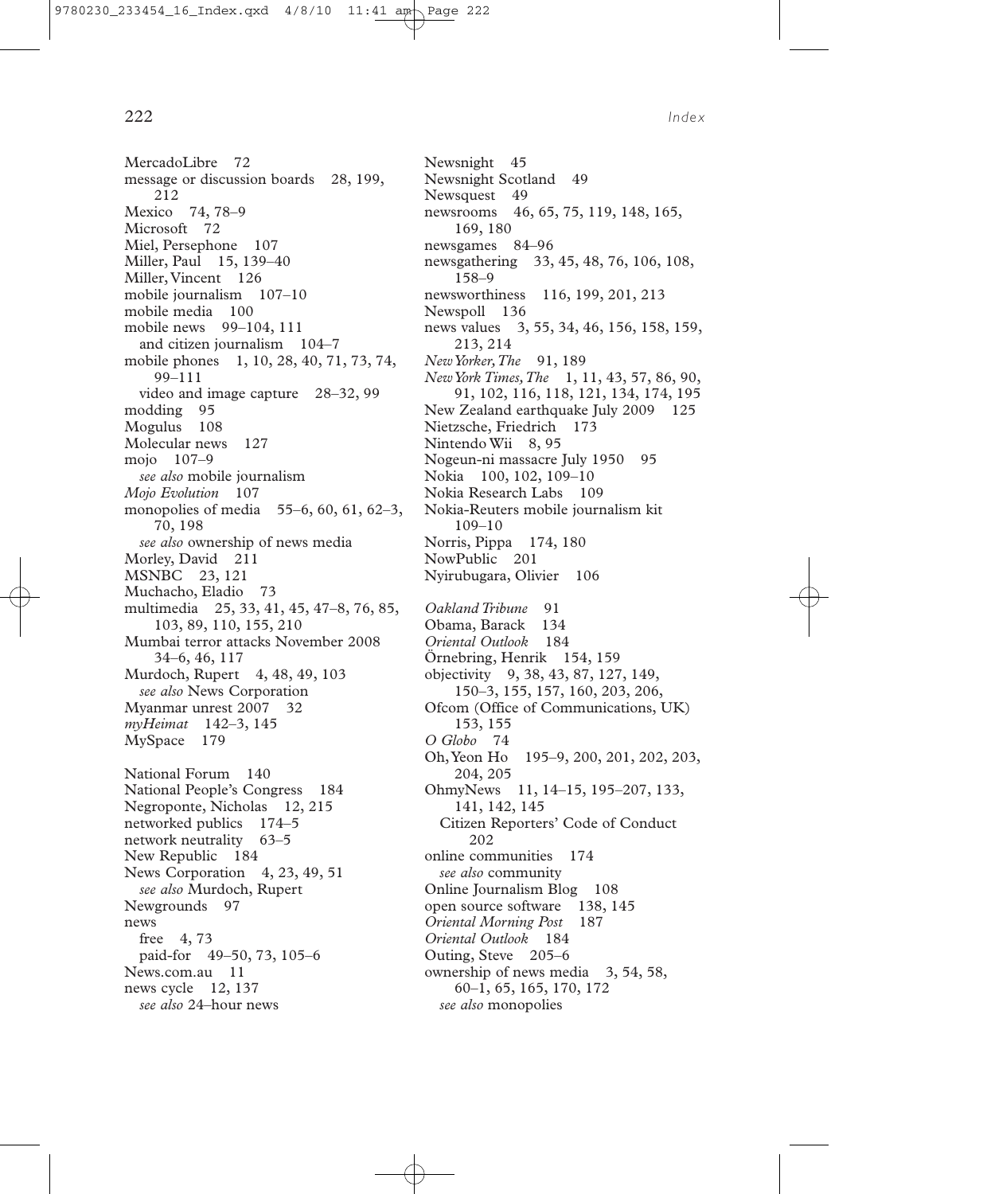MercadoLibre 72
message or discussion boards 28, 199, 212
Mexico 74, 78–9
Microsoft 72
Miel, Persephone 107
Miller, Paul 15, 139–40
Miller, Vincent 126
mobile journalism 107–10
mobile media 100
mobile news 99–104, 111
  and citizen journalism 104–7
mobile phones 1, 10, 28, 40, 71, 73, 74, 99–111
  video and image capture 28–32, 99
modding 95
Mogulus 108
Molecular news 127
mojo 107–9
  *see also* mobile journalism
*Mojo Evolution* 107
monopolies of media 55–6, 60, 61, 62–3, 70, 198
  *see also* ownership of news media
Morley, David 211
MSNBC 23, 121
Muchacho, Eladio 73
multimedia 25, 33, 41, 45, 47–8, 76, 85, 103, 89, 110, 155, 210
Mumbai terror attacks November 2008 34–6, 46, 117
Murdoch, Rupert 4, 48, 49, 103
  *see also* News Corporation
Myanmar unrest 2007 32
*myHeimat* 142–3, 145
MySpace 179

National Forum 140
National People's Congress 184
Negroponte, Nicholas 12, 215
networked publics 174–5
network neutrality 63–5
New Republic 184
News Corporation 4, 23, 49, 51
  *see also* Murdoch, Rupert
Newgrounds 97
news
  free 4, 73
  paid-for 49–50, 73, 105–6
News.com.au 11
news cycle 12, 137
  *see also* 24–hour news
Newsnight 45
Newsnight Scotland 49
Newsquest 49
newsrooms 46, 65, 75, 119, 148, 165, 169, 180
newsgames 84–96
newsgathering 33, 45, 48, 76, 106, 108, 158–9
newsworthiness 116, 199, 201, 213
Newspoll 136
news values 3, 55, 34, 46, 156, 158, 159, 213, 214
*New Yorker, The* 91, 189
*New York Times, The* 1, 11, 43, 57, 86, 90, 91, 102, 116, 118, 121, 134, 174, 195
New Zealand earthquake July 2009 125
Nietzsche, Friedrich 173
Nintendo Wii 8, 95
Nogeun-ni massacre July 1950 95
Nokia 100, 102, 109–10
Nokia Research Labs 109
Nokia-Reuters mobile journalism kit 109–10
Norris, Pippa 174, 180
NowPublic 201
Nyirubugara, Olivier 106

*Oakland Tribune* 91
Obama, Barack 134
*Oriental Outlook* 184
Örnebring, Henrik 154, 159
objectivity 9, 38, 43, 87, 127, 149, 150–3, 155, 157, 160, 203, 206,
Ofcom (Office of Communications, UK) 153, 155
*O Globo* 74
Oh, Yeon Ho 195–9, 200, 201, 202, 203, 204, 205
OhmyNews 11, 14–15, 195–207, 133, 141, 142, 145
  Citizen Reporters' Code of Conduct 202
online communities 174
  *see also* community
Online Journalism Blog 108
open source software 138, 145
*Oriental Morning Post* 187
*Oriental Outlook* 184
Outing, Steve 205–6
ownership of news media 3, 54, 58, 60–1, 65, 165, 170, 172
  *see also* monopolies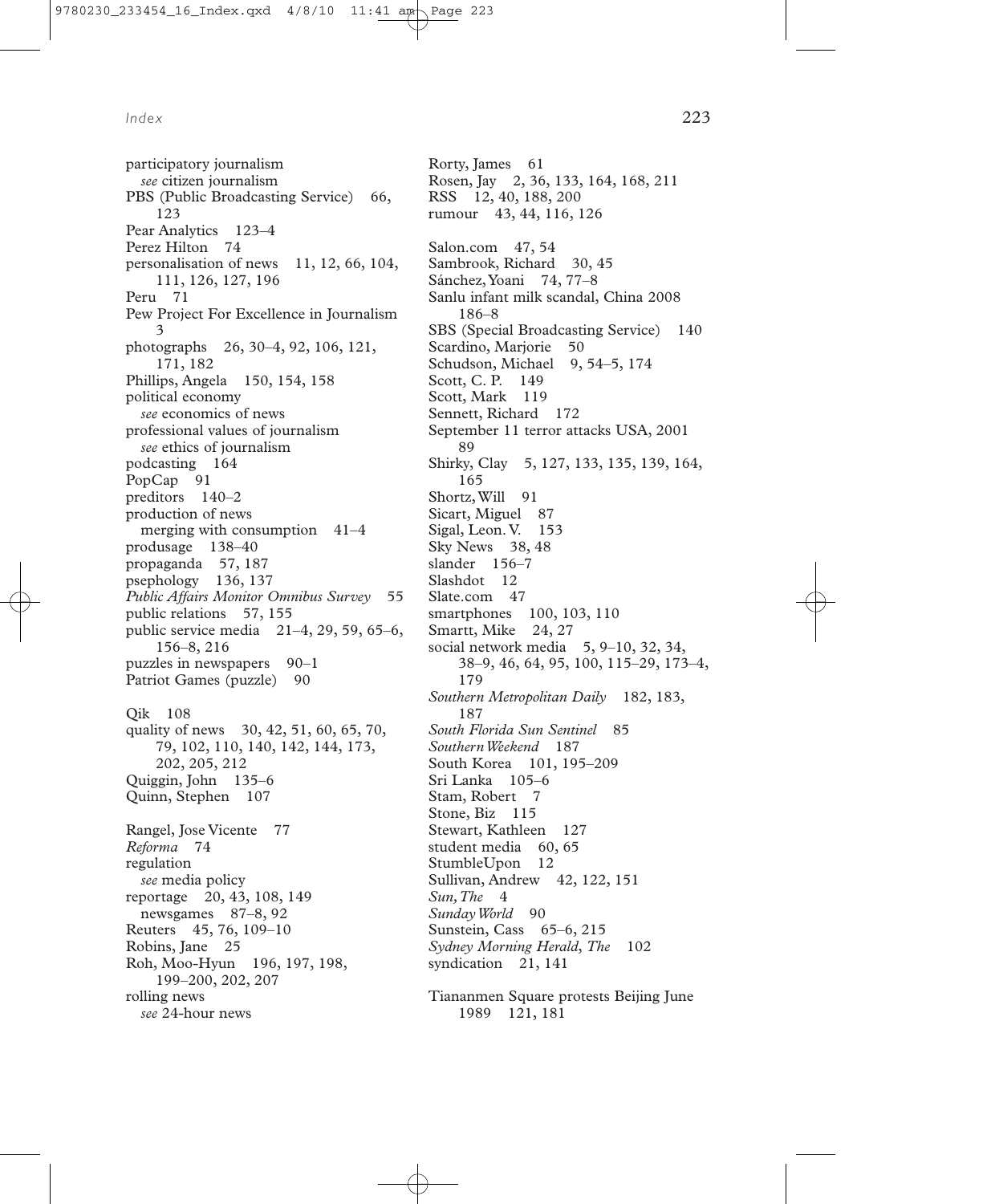participatory journalism
  *see* citizen journalism
PBS (Public Broadcasting Service) 66, 123
Pear Analytics 123–4
Perez Hilton 74
personalisation of news 11, 12, 66, 104, 111, 126, 127, 196
Peru 71
Pew Project For Excellence in Journalism 3
photographs 26, 30–4, 92, 106, 121, 171, 182
Phillips, Angela 150, 154, 158
political economy
  *see* economics of news
professional values of journalism
  *see* ethics of journalism
podcasting 164
PopCap 91
preditors 140–2
production of news
  merging with consumption 41–4
produsage 138–40
propaganda 57, 187
psephology 136, 137
*Public Affairs Monitor Omnibus Survey* 55
public relations 57, 155
public service media 21–4, 29, 59, 65–6, 156–8, 216
puzzles in newspapers 90–1
Patriot Games (puzzle) 90

Qik 108
quality of news 30, 42, 51, 60, 65, 70, 79, 102, 110, 140, 142, 144, 173, 202, 205, 212
Quiggin, John 135–6
Quinn, Stephen 107

Rangel, Jose Vicente 77
*Reforma* 74
regulation
  *see* media policy
reportage 20, 43, 108, 149
  newsgames 87–8, 92
Reuters 45, 76, 109–10
Robins, Jane 25
Roh, Moo-Hyun 196, 197, 198, 199–200, 202, 207
rolling news
  *see* 24-hour news
Rorty, James 61
Rosen, Jay 2, 36, 133, 164, 168, 211
RSS 12, 40, 188, 200
rumour 43, 44, 116, 126

Salon.com 47, 54
Sambrook, Richard 30, 45
Sánchez, Yoani 74, 77–8
Sanlu infant milk scandal, China 2008 186–8
SBS (Special Broadcasting Service) 140
Scardino, Marjorie 50
Schudson, Michael 9, 54–5, 174
Scott, C. P. 149
Scott, Mark 119
Sennett, Richard 172
September 11 terror attacks USA, 2001 89
Shirky, Clay 5, 127, 133, 135, 139, 164, 165
Shortz, Will 91
Sicart, Miguel 87
Sigal, Leon. V. 153
Sky News 38, 48
slander 156–7
Slashdot 12
Slate.com 47
smartphones 100, 103, 110
Smartt, Mike 24, 27
social network media 5, 9–10, 32, 34, 38–9, 46, 64, 95, 100, 115–29, 173–4, 179
*Southern Metropolitan Daily* 182, 183, 187
*South Florida Sun Sentinel* 85
*Southern Weekend* 187
South Korea 101, 195–209
Sri Lanka 105–6
Stam, Robert 7
Stone, Biz 115
Stewart, Kathleen 127
student media 60, 65
StumbleUpon 12
Sullivan, Andrew 42, 122, 151
*Sun, The* 4
*Sunday World* 90
Sunstein, Cass 65–6, 215
*Sydney Morning Herald, The* 102
syndication 21, 141

Tiananmen Square protests Beijing June 1989 121, 181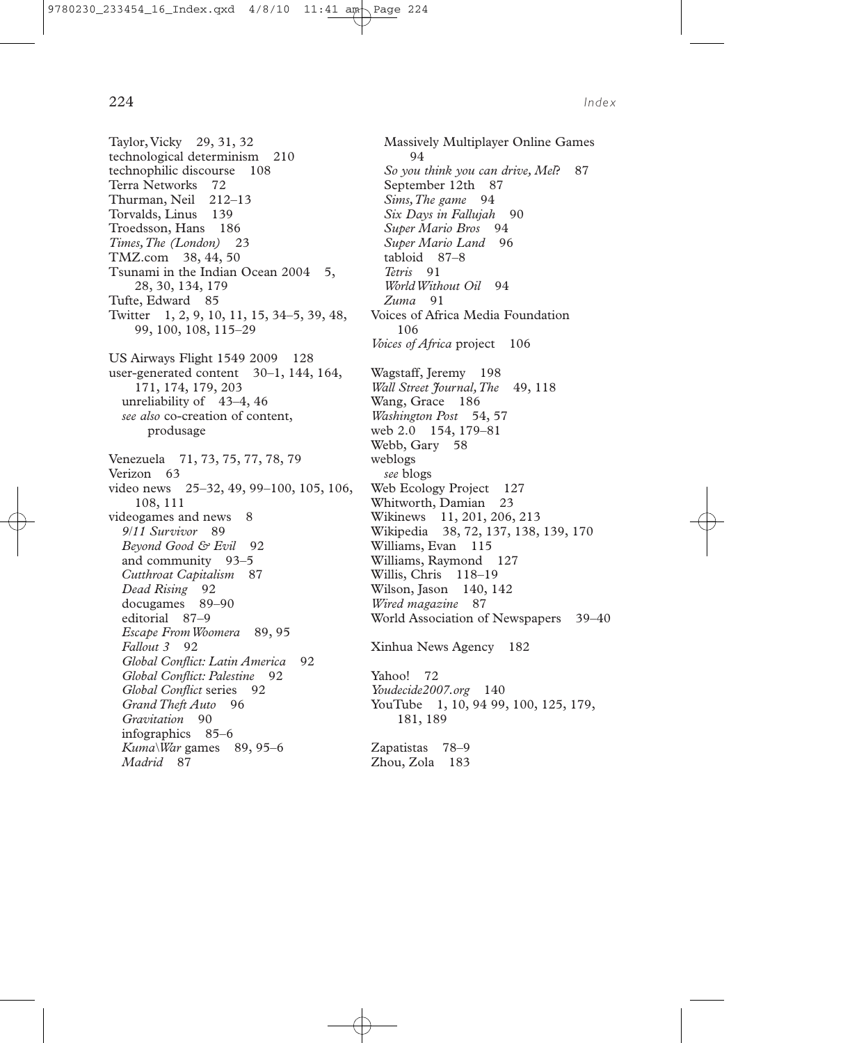Taylor, Vicky 29, 31, 32
technological determinism 210
technophilic discourse 108
Terra Networks 72
Thurman, Neil 212–13
Torvalds, Linus 139
Troedsson, Hans 186
*Times, The (London)* 23
TMZ.com 38, 44, 50
Tsunami in the Indian Ocean 2004 5, 28, 30, 134, 179
Tufte, Edward 85
Twitter 1, 2, 9, 10, 11, 15, 34–5, 39, 48, 99, 100, 108, 115–29

US Airways Flight 1549 2009 128
user-generated content 30–1, 144, 164, 171, 174, 179, 203
  unreliability of 43–4, 46
  *see also* co-creation of content, produsage

Venezuela 71, 73, 75, 77, 78, 79
Verizon 63
video news 25–32, 49, 99–100, 105, 106, 108, 111
videogames and news 8
  *9/11 Survivor* 89
  *Beyond Good & Evil* 92
  and community 93–5
  *Cutthroat Capitalism* 87
  *Dead Rising* 92
  docugames 89–90
  editorial 87–9
  *Escape From Woomera* 89, 95
  *Fallout 3* 92
  *Global Conflict: Latin America* 92
  *Global Conflict: Palestine* 92
  *Global Conflict* series 92
  *Grand Theft Auto* 96
  *Gravitation* 90
  infographics 85–6
  *Kuma\War* games 89, 95–6
  *Madrid* 87
  Massively Multiplayer Online Games 94
  *So you think you can drive, Mel*? 87
  September 12th 87
  *Sims, The game* 94
  *Six Days in Fallujah* 90
  *Super Mario Bros* 94
  *Super Mario Land* 96
  tabloid 87–8
  *Tetris* 91
  *World Without Oil* 94
  *Zuma* 91
Voices of Africa Media Foundation 106
*Voices of Africa* project 106

Wagstaff, Jeremy 198
*Wall Street Journal, The* 49, 118
Wang, Grace 186
*Washington Post* 54, 57
web 2.0 154, 179–81
Webb, Gary 58
weblogs
  *see* blogs
Web Ecology Project 127
Whitworth, Damian 23
Wikinews 11, 201, 206, 213
Wikipedia 38, 72, 137, 138, 139, 170
Williams, Evan 115
Williams, Raymond 127
Willis, Chris 118–19
Wilson, Jason 140, 142
*Wired magazine* 87
World Association of Newspapers 39–40

Xinhua News Agency 182

Yahoo! 72
*Youdecide2007.org* 140
YouTube 1, 10, 94 99, 100, 125, 179, 181, 189

Zapatistas 78–9
Zhou, Zola 183